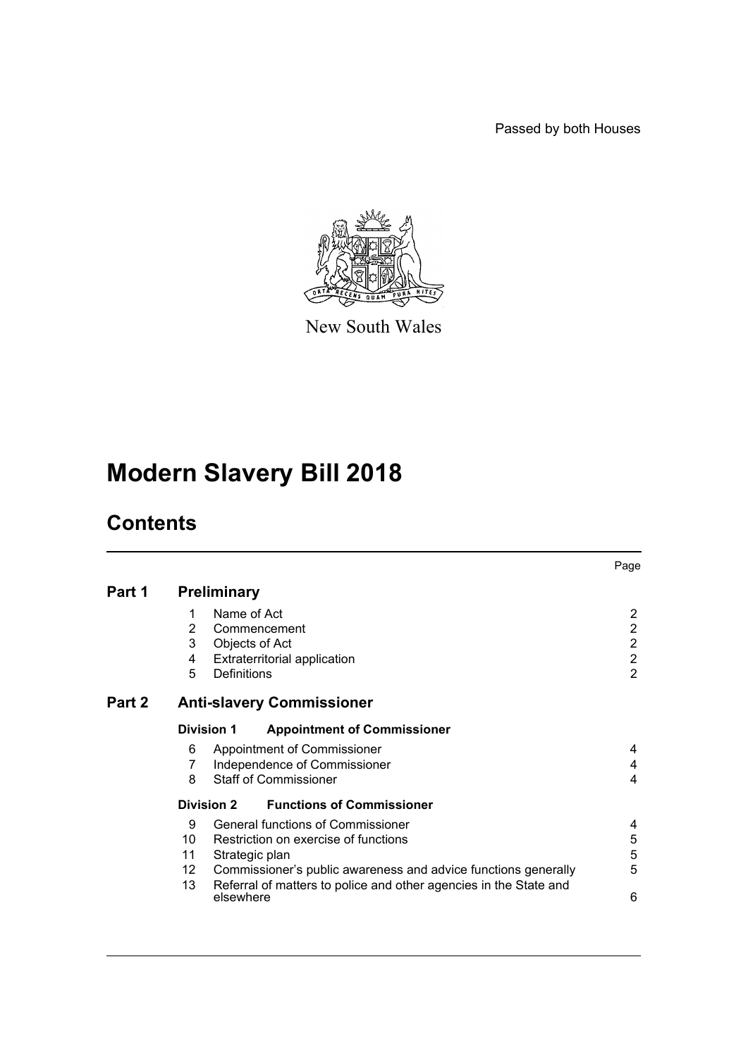Passed by both Houses

New South Wales

# Modern Slavery Bill 2018

## Contents

| | | | Page |
|---|---|---|---|
| **Part 1** | **Preliminary** | | |
| | 1 | Name of Act | 2 |
| | 2 | Commencement | 2 |
| | 3 | Objects of Act | 2 |
| | 4 | Extraterritorial application | 2 |
| | 5 | Definitions | 2 |
| **Part 2** | **Anti-slavery Commissioner** | | |
| | **Division 1** | **Appointment of Commissioner** | |
| | 6 | Appointment of Commissioner | 4 |
| | 7 | Independence of Commissioner | 4 |
| | 8 | Staff of Commissioner | 4 |
| | **Division 2** | **Functions of Commissioner** | |
| | 9 | General functions of Commissioner | 4 |
| | 10 | Restriction on exercise of functions | 5 |
| | 11 | Strategic plan | 5 |
| | 12 | Commissioner's public awareness and advice functions generally | 5 |
| | 13 | Referral of matters to police and other agencies in the State and elsewhere | 6 |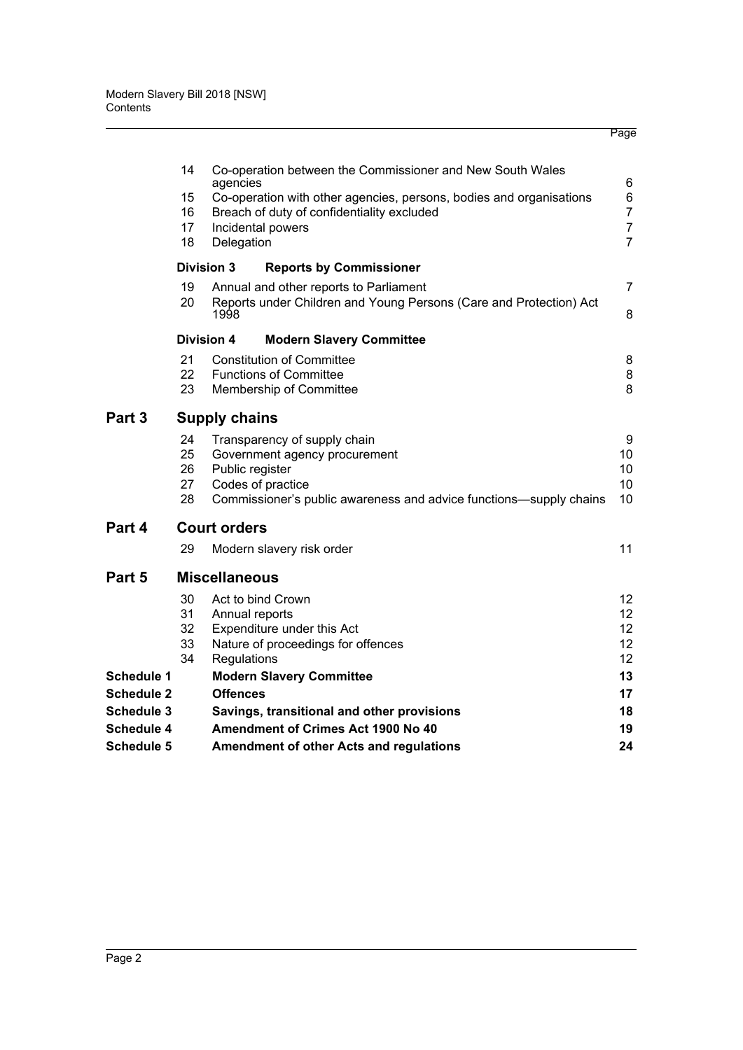| | | | Page |
|---|---|---|---|
| | 14 | Co-operation between the Commissioner and New South Wales agencies | 6 |
| | 15 | Co-operation with other agencies, persons, bodies and organisations | 6 |
| | 16 | Breach of duty of confidentiality excluded | 7 |
| | 17 | Incidental powers | 7 |
| | 18 | Delegation | 7 |
| | **Division 3** | **Reports by Commissioner** | |
| | 19 | Annual and other reports to Parliament | 7 |
| | 20 | Reports under Children and Young Persons (Care and Protection) Act 1998 | 8 |
| | **Division 4** | **Modern Slavery Committee** | |
| | 21 | Constitution of Committee | 8 |
| | 22 | Functions of Committee | 8 |
| | 23 | Membership of Committee | 8 |
| **Part 3** | **Supply chains** | | |
| | 24 | Transparency of supply chain | 9 |
| | 25 | Government agency procurement | 10 |
| | 26 | Public register | 10 |
| | 27 | Codes of practice | 10 |
| | 28 | Commissioner's public awareness and advice functions—supply chains | 10 |
| **Part 4** | **Court orders** | | |
| | 29 | Modern slavery risk order | 11 |
| **Part 5** | **Miscellaneous** | | |
| | 30 | Act to bind Crown | 12 |
| | 31 | Annual reports | 12 |
| | 32 | Expenditure under this Act | 12 |
| | 33 | Nature of proceedings for offences | 12 |
| | 34 | Regulations | 12 |
| **Schedule 1** | | **Modern Slavery Committee** | **13** |
| **Schedule 2** | | **Offences** | **17** |
| **Schedule 3** | | **Savings, transitional and other provisions** | **18** |
| **Schedule 4** | | **Amendment of Crimes Act 1900 No 40** | **19** |
| **Schedule 5** | | **Amendment of other Acts and regulations** | **24** |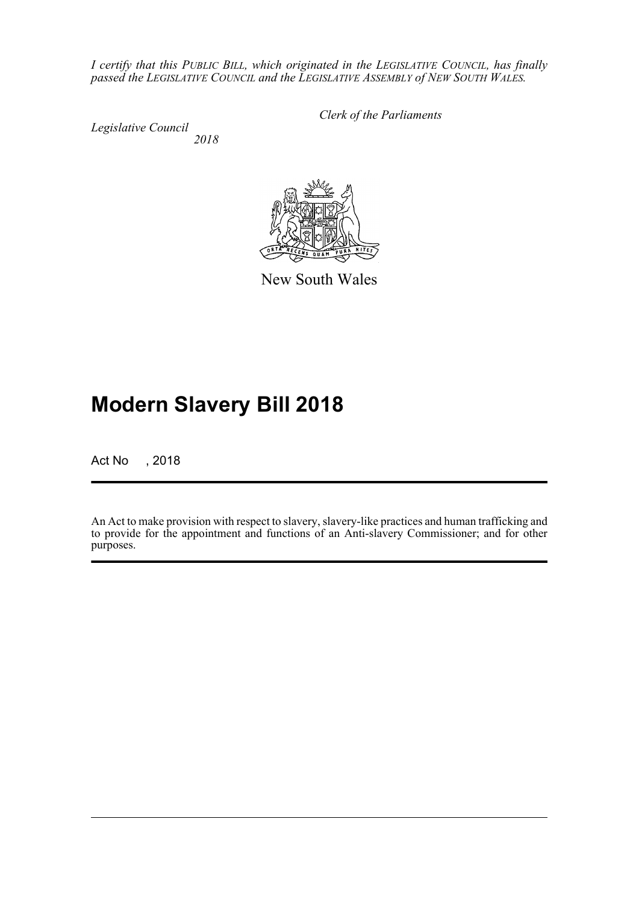*I certify that this PUBLIC BILL, which originated in the LEGISLATIVE COUNCIL, has finally passed the LEGISLATIVE COUNCIL and the LEGISLATIVE ASSEMBLY of NEW SOUTH WALES.*

*Clerk of the Parliaments*

*Legislative Council*
*2018*

New South Wales

# Modern Slavery Bill 2018

Act No , 2018

An Act to make provision with respect to slavery, slavery-like practices and human trafficking and to provide for the appointment and functions of an Anti-slavery Commissioner; and for other purposes.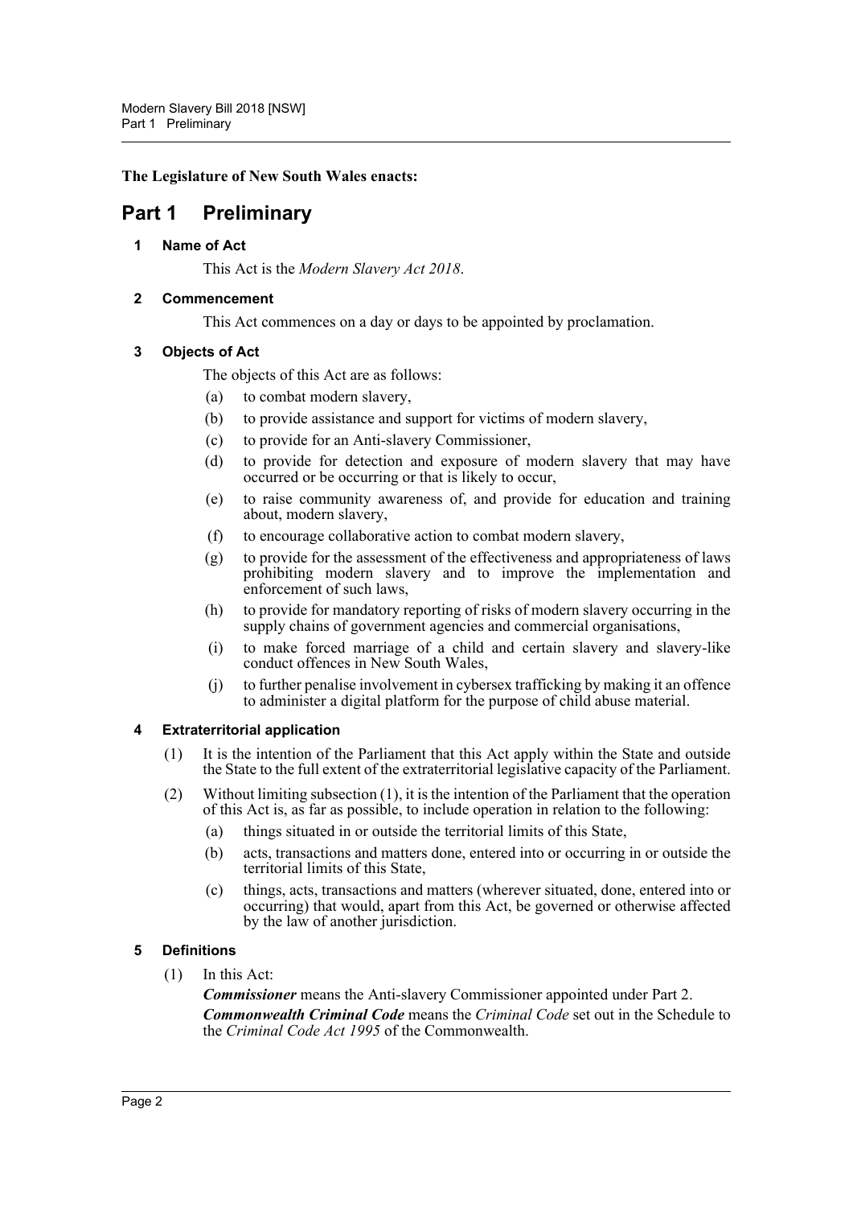**The Legislature of New South Wales enacts:**

# Part 1 Preliminary

## 1 Name of Act

This Act is the *Modern Slavery Act 2018*.

## 2 Commencement

This Act commences on a day or days to be appointed by proclamation.

## 3 Objects of Act

The objects of this Act are as follows:

(a) to combat modern slavery,

(b) to provide assistance and support for victims of modern slavery,

(c) to provide for an Anti-slavery Commissioner,

(d) to provide for detection and exposure of modern slavery that may have occurred or be occurring or that is likely to occur,

(e) to raise community awareness of, and provide for education and training about, modern slavery,

(f) to encourage collaborative action to combat modern slavery,

(g) to provide for the assessment of the effectiveness and appropriateness of laws prohibiting modern slavery and to improve the implementation and enforcement of such laws,

(h) to provide for mandatory reporting of risks of modern slavery occurring in the supply chains of government agencies and commercial organisations,

(i) to make forced marriage of a child and certain slavery and slavery-like conduct offences in New South Wales,

(j) to further penalise involvement in cybersex trafficking by making it an offence to administer a digital platform for the purpose of child abuse material.

## 4 Extraterritorial application

(1) It is the intention of the Parliament that this Act apply within the State and outside the State to the full extent of the extraterritorial legislative capacity of the Parliament.

(2) Without limiting subsection (1), it is the intention of the Parliament that the operation of this Act is, as far as possible, to include operation in relation to the following:

(a) things situated in or outside the territorial limits of this State,

(b) acts, transactions and matters done, entered into or occurring in or outside the territorial limits of this State,

(c) things, acts, transactions and matters (wherever situated, done, entered into or occurring) that would, apart from this Act, be governed or otherwise affected by the law of another jurisdiction.

## 5 Definitions

(1) In this Act:

***Commissioner*** means the Anti-slavery Commissioner appointed under Part 2.

***Commonwealth Criminal Code*** means the *Criminal Code* set out in the Schedule to the *Criminal Code Act 1995* of the Commonwealth.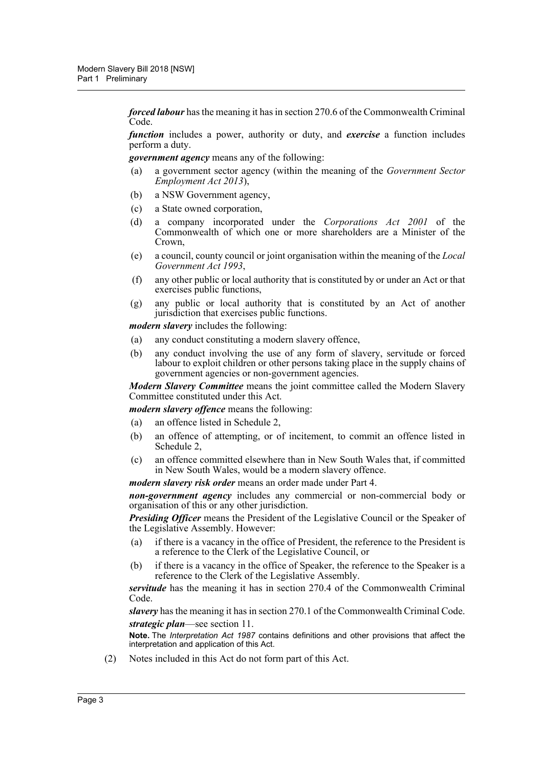***forced labour*** has the meaning it has in section 270.6 of the Commonwealth Criminal Code.

***function*** includes a power, authority or duty, and ***exercise*** a function includes perform a duty.

***government agency*** means any of the following:

- (a) a government sector agency (within the meaning of the *Government Sector Employment Act 2013*),
- (b) a NSW Government agency,
- (c) a State owned corporation,
- (d) a company incorporated under the *Corporations Act 2001* of the Commonwealth of which one or more shareholders are a Minister of the Crown,
- (e) a council, county council or joint organisation within the meaning of the *Local Government Act 1993*,
- (f) any other public or local authority that is constituted by or under an Act or that exercises public functions,
- (g) any public or local authority that is constituted by an Act of another jurisdiction that exercises public functions.

***modern slavery*** includes the following:

- (a) any conduct constituting a modern slavery offence,
- (b) any conduct involving the use of any form of slavery, servitude or forced labour to exploit children or other persons taking place in the supply chains of government agencies or non-government agencies.

***Modern Slavery Committee*** means the joint committee called the Modern Slavery Committee constituted under this Act.

***modern slavery offence*** means the following:

- (a) an offence listed in Schedule 2,
- (b) an offence of attempting, or of incitement, to commit an offence listed in Schedule 2,
- (c) an offence committed elsewhere than in New South Wales that, if committed in New South Wales, would be a modern slavery offence.

***modern slavery risk order*** means an order made under Part 4.

***non-government agency*** includes any commercial or non-commercial body or organisation of this or any other jurisdiction.

***Presiding Officer*** means the President of the Legislative Council or the Speaker of the Legislative Assembly. However:

- (a) if there is a vacancy in the office of President, the reference to the President is a reference to the Clerk of the Legislative Council, or
- (b) if there is a vacancy in the office of Speaker, the reference to the Speaker is a reference to the Clerk of the Legislative Assembly.

***servitude*** has the meaning it has in section 270.4 of the Commonwealth Criminal Code.

***slavery*** has the meaning it has in section 270.1 of the Commonwealth Criminal Code.

***strategic plan***—see section 11.

**Note.** The *Interpretation Act 1987* contains definitions and other provisions that affect the interpretation and application of this Act.

(2) Notes included in this Act do not form part of this Act.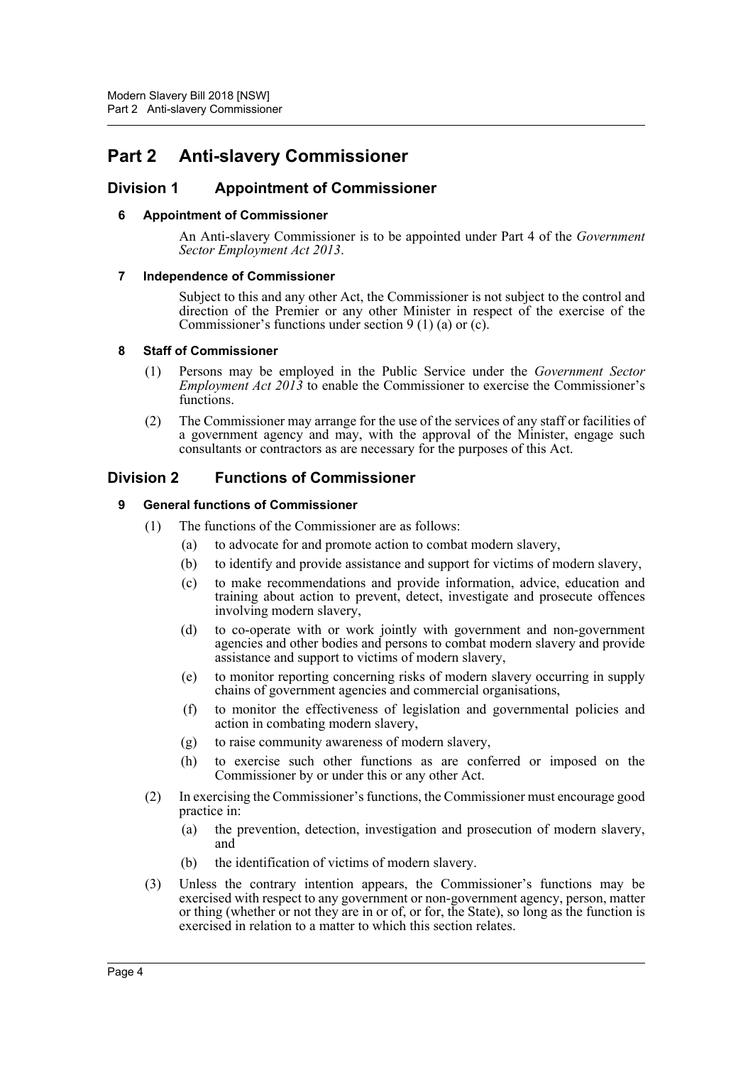# Part 2 Anti-slavery Commissioner

## Division 1 Appointment of Commissioner

### 6 Appointment of Commissioner

An Anti-slavery Commissioner is to be appointed under Part 4 of the *Government Sector Employment Act 2013*.

### 7 Independence of Commissioner

Subject to this and any other Act, the Commissioner is not subject to the control and direction of the Premier or any other Minister in respect of the exercise of the Commissioner's functions under section 9 (1) (a) or (c).

### 8 Staff of Commissioner

(1) Persons may be employed in the Public Service under the *Government Sector Employment Act 2013* to enable the Commissioner to exercise the Commissioner's functions.

(2) The Commissioner may arrange for the use of the services of any staff or facilities of a government agency and may, with the approval of the Minister, engage such consultants or contractors as are necessary for the purposes of this Act.

## Division 2 Functions of Commissioner

### 9 General functions of Commissioner

(1) The functions of the Commissioner are as follows:

(a) to advocate for and promote action to combat modern slavery,

(b) to identify and provide assistance and support for victims of modern slavery,

(c) to make recommendations and provide information, advice, education and training about action to prevent, detect, investigate and prosecute offences involving modern slavery,

(d) to co-operate with or work jointly with government and non-government agencies and other bodies and persons to combat modern slavery and provide assistance and support to victims of modern slavery,

(e) to monitor reporting concerning risks of modern slavery occurring in supply chains of government agencies and commercial organisations,

(f) to monitor the effectiveness of legislation and governmental policies and action in combating modern slavery,

(g) to raise community awareness of modern slavery,

(h) to exercise such other functions as are conferred or imposed on the Commissioner by or under this or any other Act.

(2) In exercising the Commissioner's functions, the Commissioner must encourage good practice in:

(a) the prevention, detection, investigation and prosecution of modern slavery, and

(b) the identification of victims of modern slavery.

(3) Unless the contrary intention appears, the Commissioner's functions may be exercised with respect to any government or non-government agency, person, matter or thing (whether or not they are in or of, or for, the State), so long as the function is exercised in relation to a matter to which this section relates.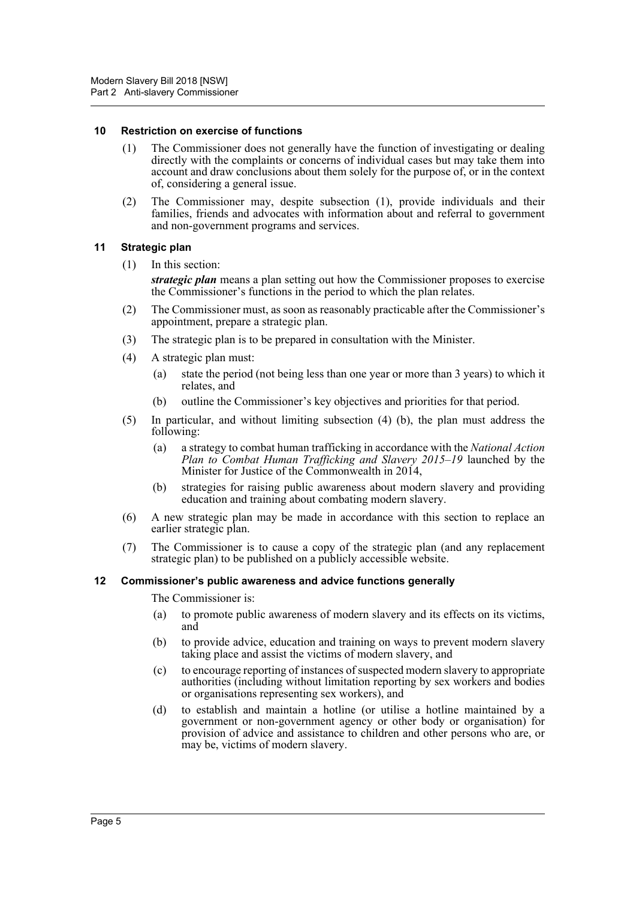### 10 Restriction on exercise of functions

(1) The Commissioner does not generally have the function of investigating or dealing directly with the complaints or concerns of individual cases but may take them into account and draw conclusions about them solely for the purpose of, or in the context of, considering a general issue.

(2) The Commissioner may, despite subsection (1), provide individuals and their families, friends and advocates with information about and referral to government and non-government programs and services.

### 11 Strategic plan

(1) In this section:

***strategic plan*** means a plan setting out how the Commissioner proposes to exercise the Commissioner's functions in the period to which the plan relates.

(2) The Commissioner must, as soon as reasonably practicable after the Commissioner's appointment, prepare a strategic plan.

(3) The strategic plan is to be prepared in consultation with the Minister.

(4) A strategic plan must:

(a) state the period (not being less than one year or more than 3 years) to which it relates, and

(b) outline the Commissioner's key objectives and priorities for that period.

(5) In particular, and without limiting subsection (4) (b), the plan must address the following:

(a) a strategy to combat human trafficking in accordance with the *National Action Plan to Combat Human Trafficking and Slavery 2015–19* launched by the Minister for Justice of the Commonwealth in 2014,

(b) strategies for raising public awareness about modern slavery and providing education and training about combating modern slavery.

(6) A new strategic plan may be made in accordance with this section to replace an earlier strategic plan.

(7) The Commissioner is to cause a copy of the strategic plan (and any replacement strategic plan) to be published on a publicly accessible website.

### 12 Commissioner's public awareness and advice functions generally

The Commissioner is:

(a) to promote public awareness of modern slavery and its effects on its victims, and

(b) to provide advice, education and training on ways to prevent modern slavery taking place and assist the victims of modern slavery, and

(c) to encourage reporting of instances of suspected modern slavery to appropriate authorities (including without limitation reporting by sex workers and bodies or organisations representing sex workers), and

(d) to establish and maintain a hotline (or utilise a hotline maintained by a government or non-government agency or other body or organisation) for provision of advice and assistance to children and other persons who are, or may be, victims of modern slavery.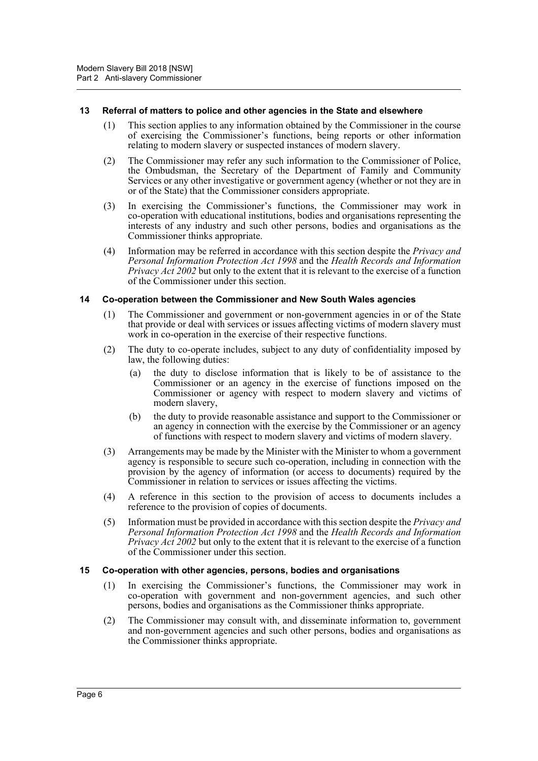### 13 Referral of matters to police and other agencies in the State and elsewhere

(1) This section applies to any information obtained by the Commissioner in the course of exercising the Commissioner's functions, being reports or other information relating to modern slavery or suspected instances of modern slavery.

(2) The Commissioner may refer any such information to the Commissioner of Police, the Ombudsman, the Secretary of the Department of Family and Community Services or any other investigative or government agency (whether or not they are in or of the State) that the Commissioner considers appropriate.

(3) In exercising the Commissioner's functions, the Commissioner may work in co-operation with educational institutions, bodies and organisations representing the interests of any industry and such other persons, bodies and organisations as the Commissioner thinks appropriate.

(4) Information may be referred in accordance with this section despite the *Privacy and Personal Information Protection Act 1998* and the *Health Records and Information Privacy Act 2002* but only to the extent that it is relevant to the exercise of a function of the Commissioner under this section.

### 14 Co-operation between the Commissioner and New South Wales agencies

(1) The Commissioner and government or non-government agencies in or of the State that provide or deal with services or issues affecting victims of modern slavery must work in co-operation in the exercise of their respective functions.

(2) The duty to co-operate includes, subject to any duty of confidentiality imposed by law, the following duties:

(a) the duty to disclose information that is likely to be of assistance to the Commissioner or an agency in the exercise of functions imposed on the Commissioner or agency with respect to modern slavery and victims of modern slavery,

(b) the duty to provide reasonable assistance and support to the Commissioner or an agency in connection with the exercise by the Commissioner or an agency of functions with respect to modern slavery and victims of modern slavery.

(3) Arrangements may be made by the Minister with the Minister to whom a government agency is responsible to secure such co-operation, including in connection with the provision by the agency of information (or access to documents) required by the Commissioner in relation to services or issues affecting the victims.

(4) A reference in this section to the provision of access to documents includes a reference to the provision of copies of documents.

(5) Information must be provided in accordance with this section despite the *Privacy and Personal Information Protection Act 1998* and the *Health Records and Information Privacy Act 2002* but only to the extent that it is relevant to the exercise of a function of the Commissioner under this section.

### 15 Co-operation with other agencies, persons, bodies and organisations

(1) In exercising the Commissioner's functions, the Commissioner may work in co-operation with government and non-government agencies, and such other persons, bodies and organisations as the Commissioner thinks appropriate.

(2) The Commissioner may consult with, and disseminate information to, government and non-government agencies and such other persons, bodies and organisations as the Commissioner thinks appropriate.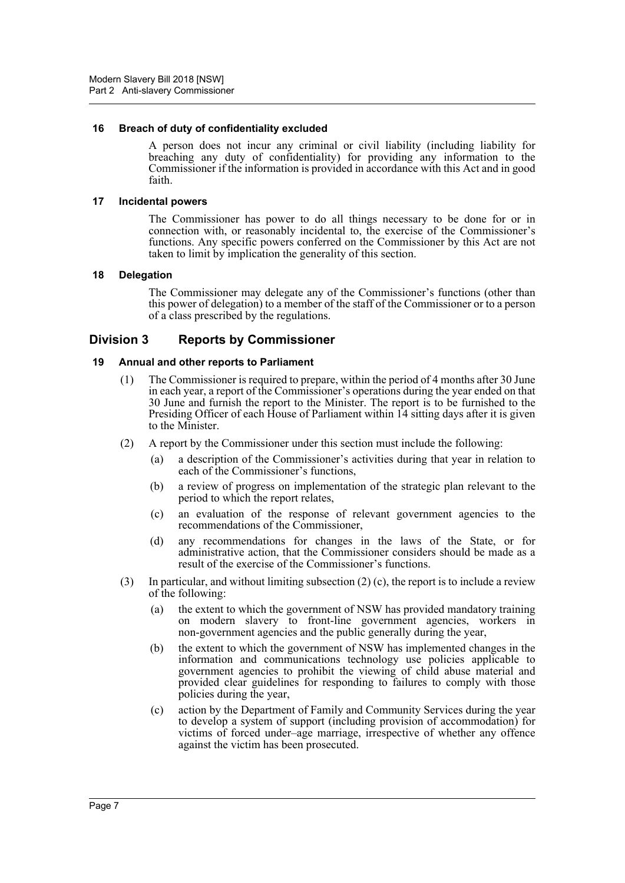#### 16 Breach of duty of confidentiality excluded

A person does not incur any criminal or civil liability (including liability for breaching any duty of confidentiality) for providing any information to the Commissioner if the information is provided in accordance with this Act and in good faith.

#### 17 Incidental powers

The Commissioner has power to do all things necessary to be done for or in connection with, or reasonably incidental to, the exercise of the Commissioner's functions. Any specific powers conferred on the Commissioner by this Act are not taken to limit by implication the generality of this section.

#### 18 Delegation

The Commissioner may delegate any of the Commissioner's functions (other than this power of delegation) to a member of the staff of the Commissioner or to a person of a class prescribed by the regulations.

## Division 3 Reports by Commissioner

#### 19 Annual and other reports to Parliament

(1) The Commissioner is required to prepare, within the period of 4 months after 30 June in each year, a report of the Commissioner's operations during the year ended on that 30 June and furnish the report to the Minister. The report is to be furnished to the Presiding Officer of each House of Parliament within 14 sitting days after it is given to the Minister.

(2) A report by the Commissioner under this section must include the following:

- (a) a description of the Commissioner's activities during that year in relation to each of the Commissioner's functions,
- (b) a review of progress on implementation of the strategic plan relevant to the period to which the report relates,
- (c) an evaluation of the response of relevant government agencies to the recommendations of the Commissioner,
- (d) any recommendations for changes in the laws of the State, or for administrative action, that the Commissioner considers should be made as a result of the exercise of the Commissioner's functions.

(3) In particular, and without limiting subsection (2) (c), the report is to include a review of the following:

- (a) the extent to which the government of NSW has provided mandatory training on modern slavery to front-line government agencies, workers in non-government agencies and the public generally during the year,
- (b) the extent to which the government of NSW has implemented changes in the information and communications technology use policies applicable to government agencies to prohibit the viewing of child abuse material and provided clear guidelines for responding to failures to comply with those policies during the year,
- (c) action by the Department of Family and Community Services during the year to develop a system of support (including provision of accommodation) for victims of forced under–age marriage, irrespective of whether any offence against the victim has been prosecuted.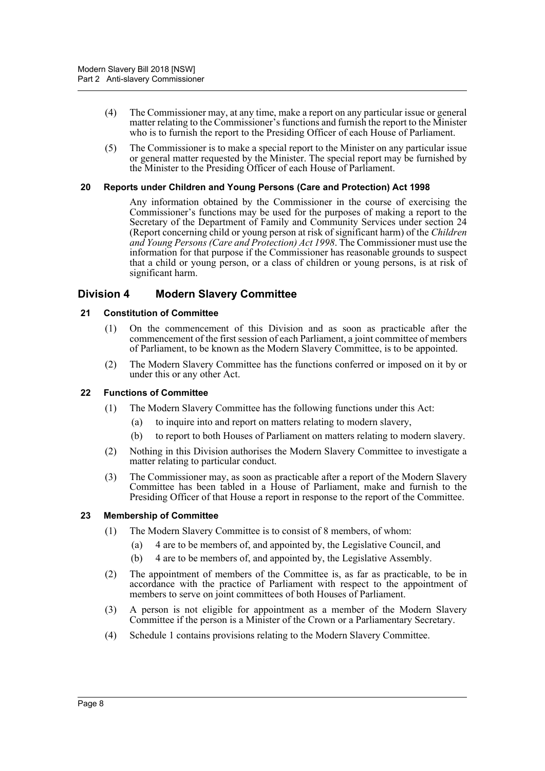(4) The Commissioner may, at any time, make a report on any particular issue or general matter relating to the Commissioner's functions and furnish the report to the Minister who is to furnish the report to the Presiding Officer of each House of Parliament.

(5) The Commissioner is to make a special report to the Minister on any particular issue or general matter requested by the Minister. The special report may be furnished by the Minister to the Presiding Officer of each House of Parliament.

#### 20 Reports under Children and Young Persons (Care and Protection) Act 1998

Any information obtained by the Commissioner in the course of exercising the Commissioner's functions may be used for the purposes of making a report to the Secretary of the Department of Family and Community Services under section 24 (Report concerning child or young person at risk of significant harm) of the *Children and Young Persons (Care and Protection) Act 1998*. The Commissioner must use the information for that purpose if the Commissioner has reasonable grounds to suspect that a child or young person, or a class of children or young persons, is at risk of significant harm.

### Division 4 Modern Slavery Committee

#### 21 Constitution of Committee

(1) On the commencement of this Division and as soon as practicable after the commencement of the first session of each Parliament, a joint committee of members of Parliament, to be known as the Modern Slavery Committee, is to be appointed.

(2) The Modern Slavery Committee has the functions conferred or imposed on it by or under this or any other Act.

#### 22 Functions of Committee

(1) The Modern Slavery Committee has the following functions under this Act:

(a) to inquire into and report on matters relating to modern slavery,

(b) to report to both Houses of Parliament on matters relating to modern slavery.

(2) Nothing in this Division authorises the Modern Slavery Committee to investigate a matter relating to particular conduct.

(3) The Commissioner may, as soon as practicable after a report of the Modern Slavery Committee has been tabled in a House of Parliament, make and furnish to the Presiding Officer of that House a report in response to the report of the Committee.

#### 23 Membership of Committee

(1) The Modern Slavery Committee is to consist of 8 members, of whom:

(a) 4 are to be members of, and appointed by, the Legislative Council, and

(b) 4 are to be members of, and appointed by, the Legislative Assembly.

(2) The appointment of members of the Committee is, as far as practicable, to be in accordance with the practice of Parliament with respect to the appointment of members to serve on joint committees of both Houses of Parliament.

(3) A person is not eligible for appointment as a member of the Modern Slavery Committee if the person is a Minister of the Crown or a Parliamentary Secretary.

(4) Schedule 1 contains provisions relating to the Modern Slavery Committee.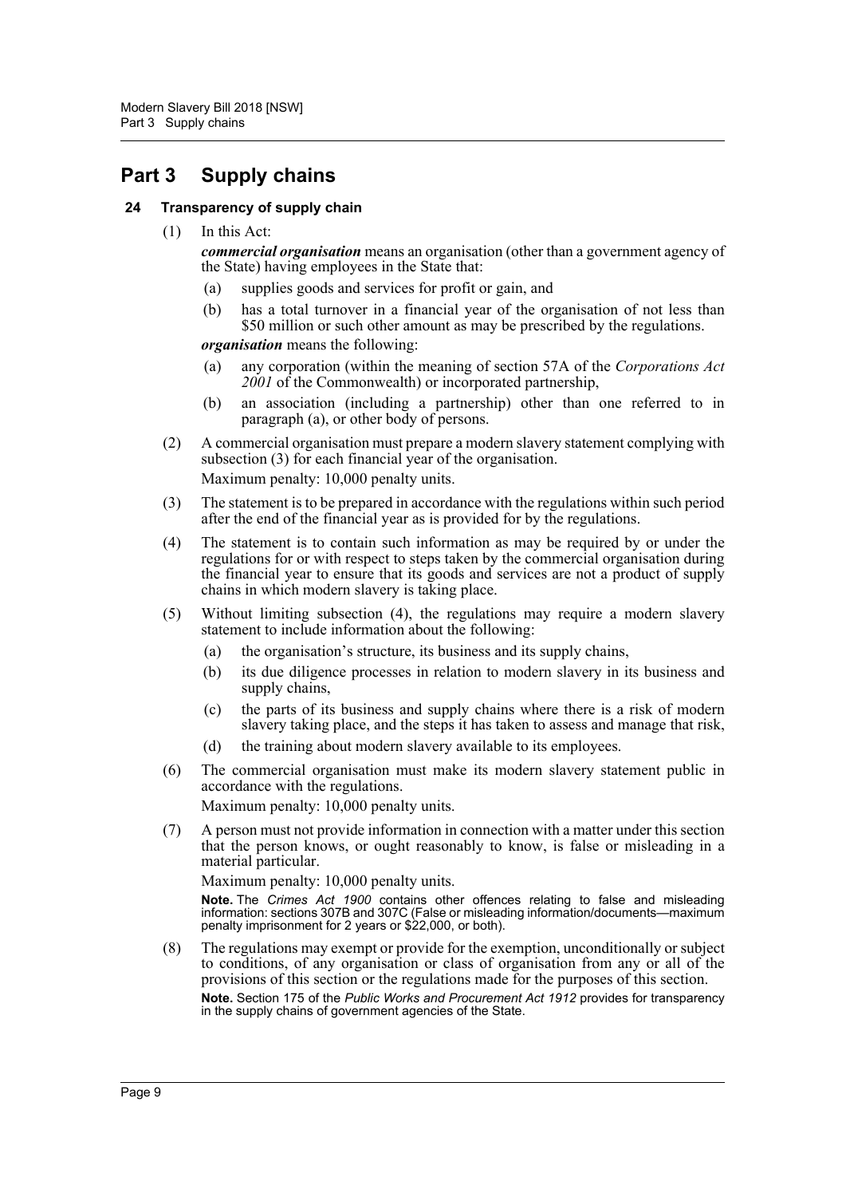# Part 3 Supply chains

## 24 Transparency of supply chain

(1) In this Act:

***commercial organisation*** means an organisation (other than a government agency of the State) having employees in the State that:

- (a) supplies goods and services for profit or gain, and
- (b) has a total turnover in a financial year of the organisation of not less than \$50 million or such other amount as may be prescribed by the regulations.

***organisation*** means the following:

- (a) any corporation (within the meaning of section 57A of the *Corporations Act 2001* of the Commonwealth) or incorporated partnership,
- (b) an association (including a partnership) other than one referred to in paragraph (a), or other body of persons.

(2) A commercial organisation must prepare a modern slavery statement complying with subsection (3) for each financial year of the organisation.

Maximum penalty: 10,000 penalty units.

(3) The statement is to be prepared in accordance with the regulations within such period after the end of the financial year as is provided for by the regulations.

(4) The statement is to contain such information as may be required by or under the regulations for or with respect to steps taken by the commercial organisation during the financial year to ensure that its goods and services are not a product of supply chains in which modern slavery is taking place.

(5) Without limiting subsection (4), the regulations may require a modern slavery statement to include information about the following:

- (a) the organisation's structure, its business and its supply chains,
- (b) its due diligence processes in relation to modern slavery in its business and supply chains,
- (c) the parts of its business and supply chains where there is a risk of modern slavery taking place, and the steps it has taken to assess and manage that risk,
- (d) the training about modern slavery available to its employees.

(6) The commercial organisation must make its modern slavery statement public in accordance with the regulations.

Maximum penalty: 10,000 penalty units.

(7) A person must not provide information in connection with a matter under this section that the person knows, or ought reasonably to know, is false or misleading in a material particular.

Maximum penalty: 10,000 penalty units.

**Note.** The *Crimes Act 1900* contains other offences relating to false and misleading information: sections 307B and 307C (False or misleading information/documents—maximum penalty imprisonment for 2 years or \$22,000, or both).

(8) The regulations may exempt or provide for the exemption, unconditionally or subject to conditions, of any organisation or class of organisation from any or all of the provisions of this section or the regulations made for the purposes of this section.

**Note.** Section 175 of the *Public Works and Procurement Act 1912* provides for transparency in the supply chains of government agencies of the State.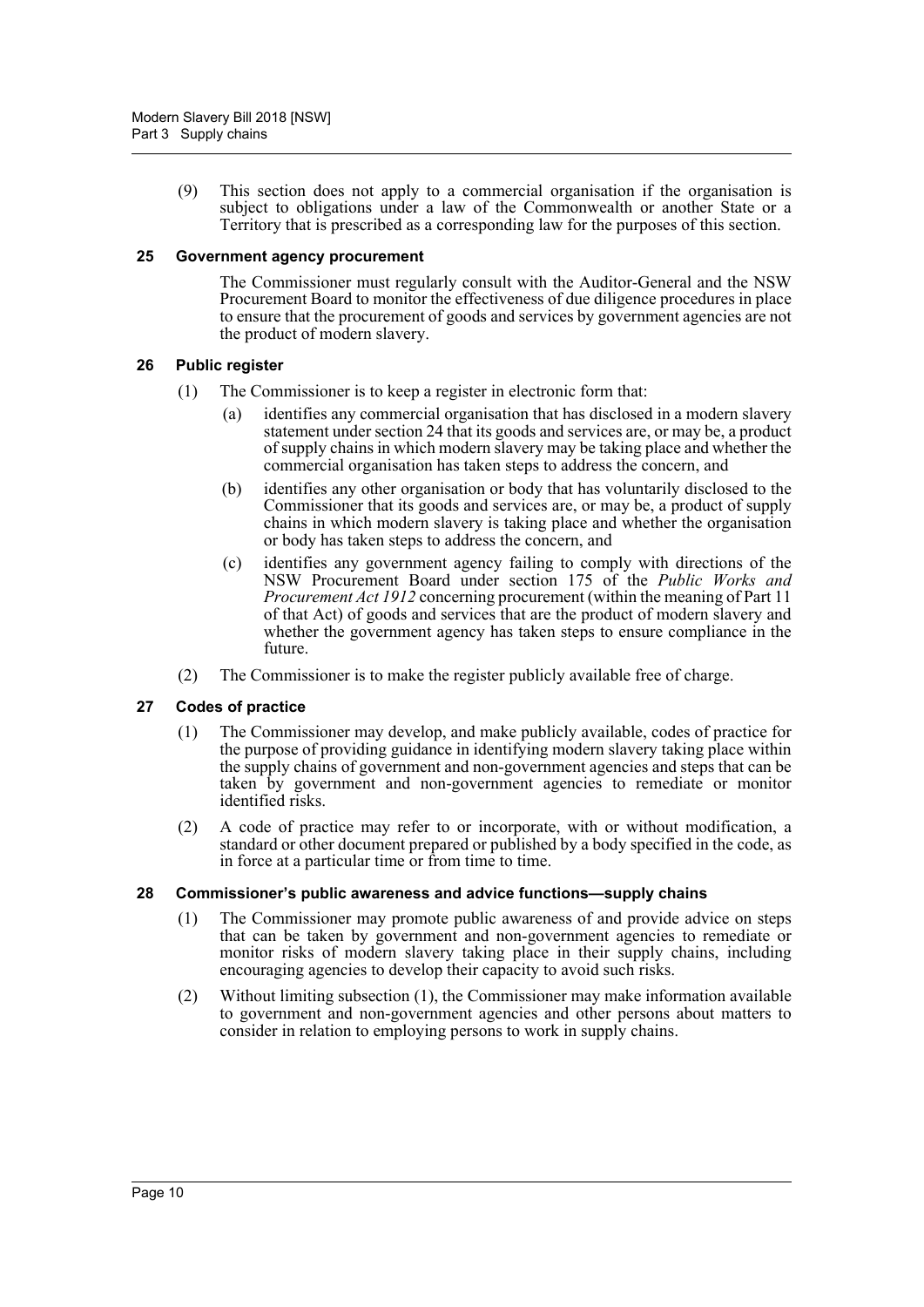(9) This section does not apply to a commercial organisation if the organisation is subject to obligations under a law of the Commonwealth or another State or a Territory that is prescribed as a corresponding law for the purposes of this section.

### 25 Government agency procurement

The Commissioner must regularly consult with the Auditor-General and the NSW Procurement Board to monitor the effectiveness of due diligence procedures in place to ensure that the procurement of goods and services by government agencies are not the product of modern slavery.

### 26 Public register

(1) The Commissioner is to keep a register in electronic form that:

(a) identifies any commercial organisation that has disclosed in a modern slavery statement under section 24 that its goods and services are, or may be, a product of supply chains in which modern slavery may be taking place and whether the commercial organisation has taken steps to address the concern, and

(b) identifies any other organisation or body that has voluntarily disclosed to the Commissioner that its goods and services are, or may be, a product of supply chains in which modern slavery is taking place and whether the organisation or body has taken steps to address the concern, and

(c) identifies any government agency failing to comply with directions of the NSW Procurement Board under section 175 of the *Public Works and Procurement Act 1912* concerning procurement (within the meaning of Part 11 of that Act) of goods and services that are the product of modern slavery and whether the government agency has taken steps to ensure compliance in the future.

(2) The Commissioner is to make the register publicly available free of charge.

### 27 Codes of practice

(1) The Commissioner may develop, and make publicly available, codes of practice for the purpose of providing guidance in identifying modern slavery taking place within the supply chains of government and non-government agencies and steps that can be taken by government and non-government agencies to remediate or monitor identified risks.

(2) A code of practice may refer to or incorporate, with or without modification, a standard or other document prepared or published by a body specified in the code, as in force at a particular time or from time to time.

### 28 Commissioner's public awareness and advice functions—supply chains

(1) The Commissioner may promote public awareness of and provide advice on steps that can be taken by government and non-government agencies to remediate or monitor risks of modern slavery taking place in their supply chains, including encouraging agencies to develop their capacity to avoid such risks.

(2) Without limiting subsection (1), the Commissioner may make information available to government and non-government agencies and other persons about matters to consider in relation to employing persons to work in supply chains.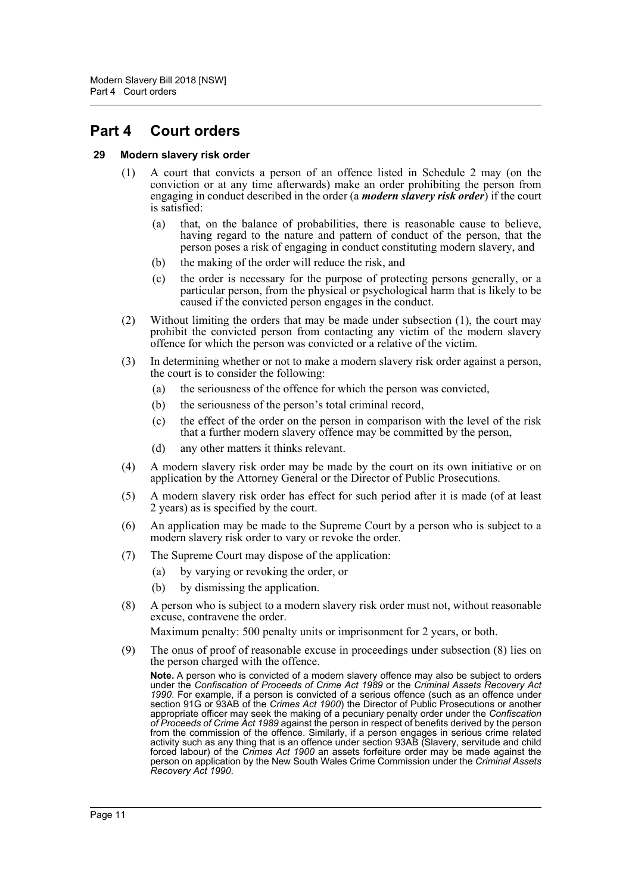# Part 4 Court orders

## 29 Modern slavery risk order

(1) A court that convicts a person of an offence listed in Schedule 2 may (on the conviction or at any time afterwards) make an order prohibiting the person from engaging in conduct described in the order (a ***modern slavery risk order***) if the court is satisfied:

(a) that, on the balance of probabilities, there is reasonable cause to believe, having regard to the nature and pattern of conduct of the person, that the person poses a risk of engaging in conduct constituting modern slavery, and

(b) the making of the order will reduce the risk, and

(c) the order is necessary for the purpose of protecting persons generally, or a particular person, from the physical or psychological harm that is likely to be caused if the convicted person engages in the conduct.

(2) Without limiting the orders that may be made under subsection (1), the court may prohibit the convicted person from contacting any victim of the modern slavery offence for which the person was convicted or a relative of the victim.

(3) In determining whether or not to make a modern slavery risk order against a person, the court is to consider the following:

(a) the seriousness of the offence for which the person was convicted,

(b) the seriousness of the person's total criminal record,

(c) the effect of the order on the person in comparison with the level of the risk that a further modern slavery offence may be committed by the person,

(d) any other matters it thinks relevant.

(4) A modern slavery risk order may be made by the court on its own initiative or on application by the Attorney General or the Director of Public Prosecutions.

(5) A modern slavery risk order has effect for such period after it is made (of at least 2 years) as is specified by the court.

(6) An application may be made to the Supreme Court by a person who is subject to a modern slavery risk order to vary or revoke the order.

(7) The Supreme Court may dispose of the application:

(a) by varying or revoking the order, or

(b) by dismissing the application.

(8) A person who is subject to a modern slavery risk order must not, without reasonable excuse, contravene the order.

Maximum penalty: 500 penalty units or imprisonment for 2 years, or both.

(9) The onus of proof of reasonable excuse in proceedings under subsection (8) lies on the person charged with the offence.

**Note.** A person who is convicted of a modern slavery offence may also be subject to orders under the *Confiscation of Proceeds of Crime Act 1989* or the *Criminal Assets Recovery Act 1990*. For example, if a person is convicted of a serious offence (such as an offence under section 91G or 93AB of the *Crimes Act 1900*) the Director of Public Prosecutions or another appropriate officer may seek the making of a pecuniary penalty order under the *Confiscation of Proceeds of Crime Act 1989* against the person in respect of benefits derived by the person from the commission of the offence. Similarly, if a person engages in serious crime related activity such as any thing that is an offence under section 93AB (Slavery, servitude and child forced labour) of the *Crimes Act 1900* an assets forfeiture order may be made against the person on application by the New South Wales Crime Commission under the *Criminal Assets Recovery Act 1990*.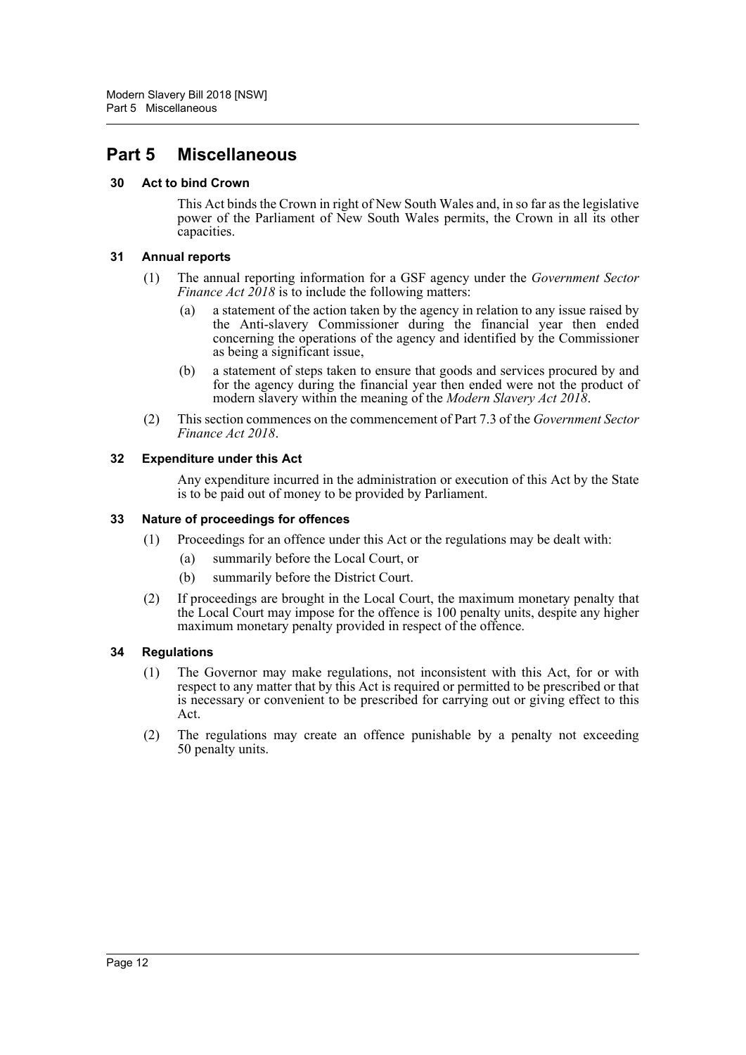# Part 5 Miscellaneous

### 30 Act to bind Crown

This Act binds the Crown in right of New South Wales and, in so far as the legislative power of the Parliament of New South Wales permits, the Crown in all its other capacities.

### 31 Annual reports

(1) The annual reporting information for a GSF agency under the *Government Sector Finance Act 2018* is to include the following matters:

(a) a statement of the action taken by the agency in relation to any issue raised by the Anti-slavery Commissioner during the financial year then ended concerning the operations of the agency and identified by the Commissioner as being a significant issue,

(b) a statement of steps taken to ensure that goods and services procured by and for the agency during the financial year then ended were not the product of modern slavery within the meaning of the *Modern Slavery Act 2018*.

(2) This section commences on the commencement of Part 7.3 of the *Government Sector Finance Act 2018*.

### 32 Expenditure under this Act

Any expenditure incurred in the administration or execution of this Act by the State is to be paid out of money to be provided by Parliament.

### 33 Nature of proceedings for offences

(1) Proceedings for an offence under this Act or the regulations may be dealt with:

(a) summarily before the Local Court, or

(b) summarily before the District Court.

(2) If proceedings are brought in the Local Court, the maximum monetary penalty that the Local Court may impose for the offence is 100 penalty units, despite any higher maximum monetary penalty provided in respect of the offence.

### 34 Regulations

(1) The Governor may make regulations, not inconsistent with this Act, for or with respect to any matter that by this Act is required or permitted to be prescribed or that is necessary or convenient to be prescribed for carrying out or giving effect to this Act.

(2) The regulations may create an offence punishable by a penalty not exceeding 50 penalty units.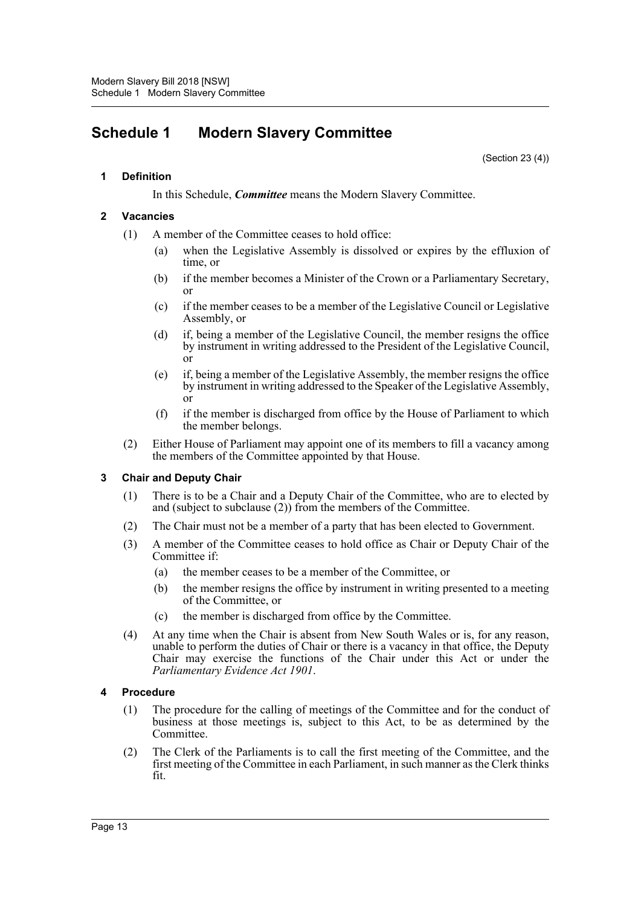# Schedule 1 Modern Slavery Committee

(Section 23 (4))

## 1 Definition

In this Schedule, ***Committee*** means the Modern Slavery Committee.

## 2 Vacancies

(1) A member of the Committee ceases to hold office:

- (a) when the Legislative Assembly is dissolved or expires by the effluxion of time, or
- (b) if the member becomes a Minister of the Crown or a Parliamentary Secretary, or
- (c) if the member ceases to be a member of the Legislative Council or Legislative Assembly, or
- (d) if, being a member of the Legislative Council, the member resigns the office by instrument in writing addressed to the President of the Legislative Council, or
- (e) if, being a member of the Legislative Assembly, the member resigns the office by instrument in writing addressed to the Speaker of the Legislative Assembly, or
- (f) if the member is discharged from office by the House of Parliament to which the member belongs.

(2) Either House of Parliament may appoint one of its members to fill a vacancy among the members of the Committee appointed by that House.

## 3 Chair and Deputy Chair

(1) There is to be a Chair and a Deputy Chair of the Committee, who are to elected by and (subject to subclause (2)) from the members of the Committee.

(2) The Chair must not be a member of a party that has been elected to Government.

(3) A member of the Committee ceases to hold office as Chair or Deputy Chair of the Committee if:

- (a) the member ceases to be a member of the Committee, or
- (b) the member resigns the office by instrument in writing presented to a meeting of the Committee, or
- (c) the member is discharged from office by the Committee.

(4) At any time when the Chair is absent from New South Wales or is, for any reason, unable to perform the duties of Chair or there is a vacancy in that office, the Deputy Chair may exercise the functions of the Chair under this Act or under the *Parliamentary Evidence Act 1901*.

## 4 Procedure

(1) The procedure for the calling of meetings of the Committee and for the conduct of business at those meetings is, subject to this Act, to be as determined by the Committee.

(2) The Clerk of the Parliaments is to call the first meeting of the Committee, and the first meeting of the Committee in each Parliament, in such manner as the Clerk thinks fit.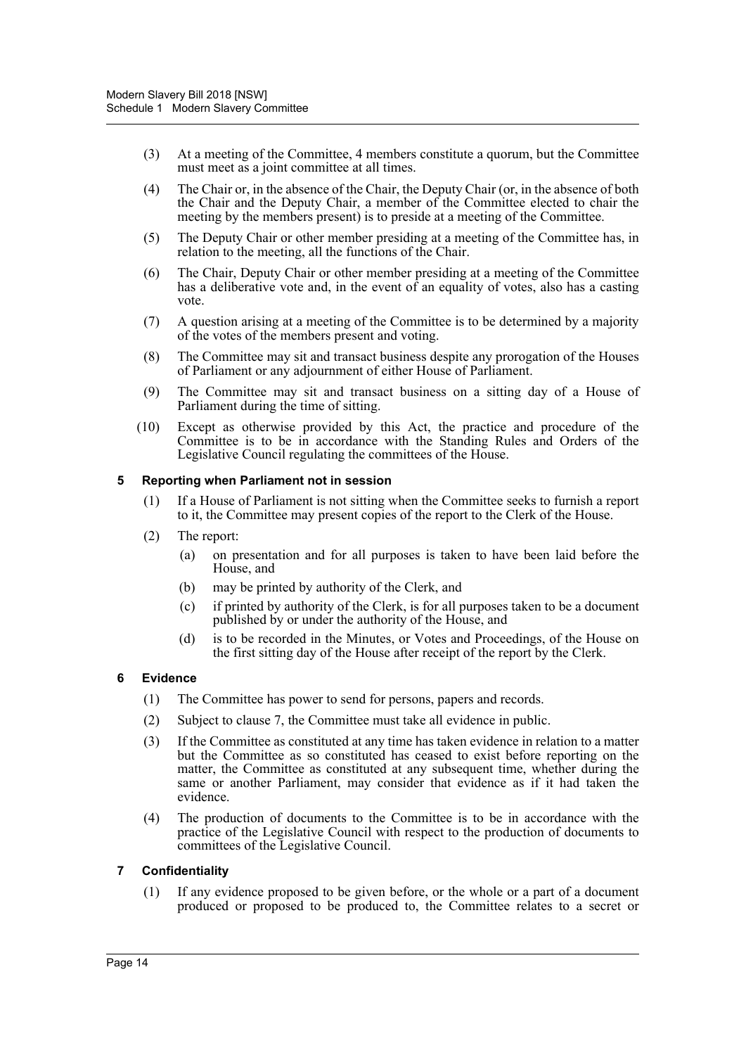(3) At a meeting of the Committee, 4 members constitute a quorum, but the Committee must meet as a joint committee at all times.

(4) The Chair or, in the absence of the Chair, the Deputy Chair (or, in the absence of both the Chair and the Deputy Chair, a member of the Committee elected to chair the meeting by the members present) is to preside at a meeting of the Committee.

(5) The Deputy Chair or other member presiding at a meeting of the Committee has, in relation to the meeting, all the functions of the Chair.

(6) The Chair, Deputy Chair or other member presiding at a meeting of the Committee has a deliberative vote and, in the event of an equality of votes, also has a casting vote.

(7) A question arising at a meeting of the Committee is to be determined by a majority of the votes of the members present and voting.

(8) The Committee may sit and transact business despite any prorogation of the Houses of Parliament or any adjournment of either House of Parliament.

(9) The Committee may sit and transact business on a sitting day of a House of Parliament during the time of sitting.

(10) Except as otherwise provided by this Act, the practice and procedure of the Committee is to be in accordance with the Standing Rules and Orders of the Legislative Council regulating the committees of the House.

### 5 Reporting when Parliament not in session

(1) If a House of Parliament is not sitting when the Committee seeks to furnish a report to it, the Committee may present copies of the report to the Clerk of the House.

(2) The report:

- (a) on presentation and for all purposes is taken to have been laid before the House, and
- (b) may be printed by authority of the Clerk, and
- (c) if printed by authority of the Clerk, is for all purposes taken to be a document published by or under the authority of the House, and
- (d) is to be recorded in the Minutes, or Votes and Proceedings, of the House on the first sitting day of the House after receipt of the report by the Clerk.

### 6 Evidence

(1) The Committee has power to send for persons, papers and records.

(2) Subject to clause 7, the Committee must take all evidence in public.

(3) If the Committee as constituted at any time has taken evidence in relation to a matter but the Committee as so constituted has ceased to exist before reporting on the matter, the Committee as constituted at any subsequent time, whether during the same or another Parliament, may consider that evidence as if it had taken the evidence.

(4) The production of documents to the Committee is to be in accordance with the practice of the Legislative Council with respect to the production of documents to committees of the Legislative Council.

### 7 Confidentiality

(1) If any evidence proposed to be given before, or the whole or a part of a document produced or proposed to be produced to, the Committee relates to a secret or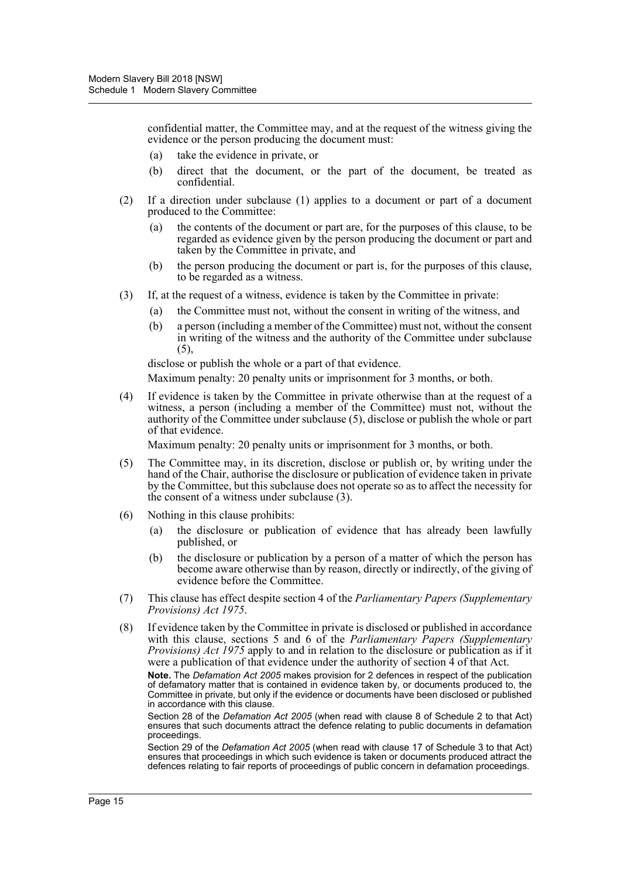confidential matter, the Committee may, and at the request of the witness giving the evidence or the person producing the document must:

(a) take the evidence in private, or

(b) direct that the document, or the part of the document, be treated as confidential.

(2) If a direction under subclause (1) applies to a document or part of a document produced to the Committee:

(a) the contents of the document or part are, for the purposes of this clause, to be regarded as evidence given by the person producing the document or part and taken by the Committee in private, and

(b) the person producing the document or part is, for the purposes of this clause, to be regarded as a witness.

(3) If, at the request of a witness, evidence is taken by the Committee in private:

(a) the Committee must not, without the consent in writing of the witness, and

(b) a person (including a member of the Committee) must not, without the consent in writing of the witness and the authority of the Committee under subclause (5),

disclose or publish the whole or a part of that evidence.

Maximum penalty: 20 penalty units or imprisonment for 3 months, or both.

(4) If evidence is taken by the Committee in private otherwise than at the request of a witness, a person (including a member of the Committee) must not, without the authority of the Committee under subclause (5), disclose or publish the whole or part of that evidence.

Maximum penalty: 20 penalty units or imprisonment for 3 months, or both.

(5) The Committee may, in its discretion, disclose or publish or, by writing under the hand of the Chair, authorise the disclosure or publication of evidence taken in private by the Committee, but this subclause does not operate so as to affect the necessity for the consent of a witness under subclause (3).

(6) Nothing in this clause prohibits:

(a) the disclosure or publication of evidence that has already been lawfully published, or

(b) the disclosure or publication by a person of a matter of which the person has become aware otherwise than by reason, directly or indirectly, of the giving of evidence before the Committee.

(7) This clause has effect despite section 4 of the *Parliamentary Papers (Supplementary Provisions) Act 1975*.

(8) If evidence taken by the Committee in private is disclosed or published in accordance with this clause, sections 5 and 6 of the *Parliamentary Papers (Supplementary Provisions) Act 1975* apply to and in relation to the disclosure or publication as if it were a publication of that evidence under the authority of section 4 of that Act.

**Note.** The *Defamation Act 2005* makes provision for 2 defences in respect of the publication of defamatory matter that is contained in evidence taken by, or documents produced to, the Committee in private, but only if the evidence or documents have been disclosed or published in accordance with this clause.

Section 28 of the *Defamation Act 2005* (when read with clause 8 of Schedule 2 to that Act) ensures that such documents attract the defence relating to public documents in defamation proceedings.

Section 29 of the *Defamation Act 2005* (when read with clause 17 of Schedule 3 to that Act) ensures that proceedings in which such evidence is taken or documents produced attract the defences relating to fair reports of proceedings of public concern in defamation proceedings.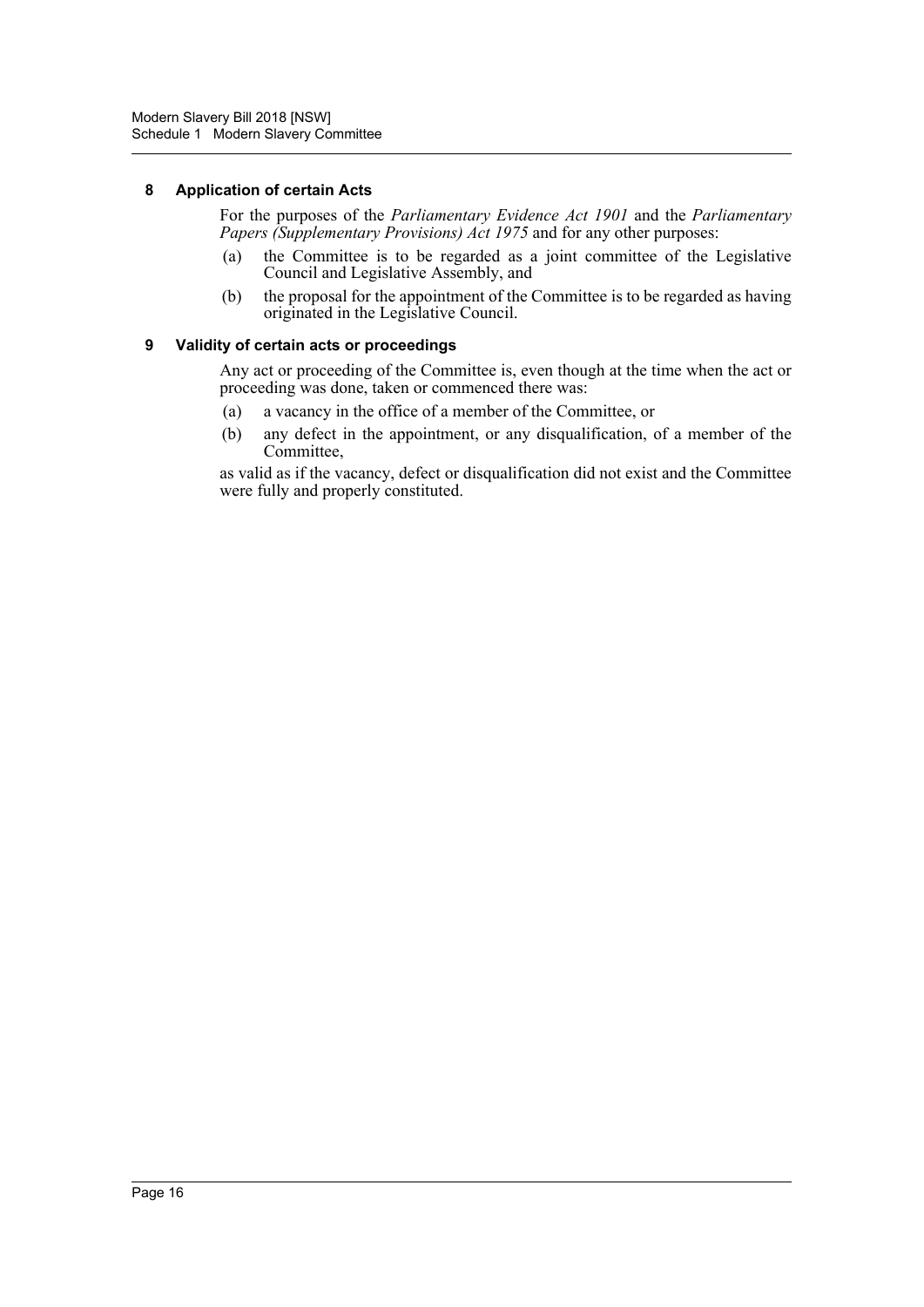#### 8 Application of certain Acts

For the purposes of the *Parliamentary Evidence Act 1901* and the *Parliamentary Papers (Supplementary Provisions) Act 1975* and for any other purposes:

(a) the Committee is to be regarded as a joint committee of the Legislative Council and Legislative Assembly, and

(b) the proposal for the appointment of the Committee is to be regarded as having originated in the Legislative Council.

#### 9 Validity of certain acts or proceedings

Any act or proceeding of the Committee is, even though at the time when the act or proceeding was done, taken or commenced there was:

(a) a vacancy in the office of a member of the Committee, or

(b) any defect in the appointment, or any disqualification, of a member of the Committee,

as valid as if the vacancy, defect or disqualification did not exist and the Committee were fully and properly constituted.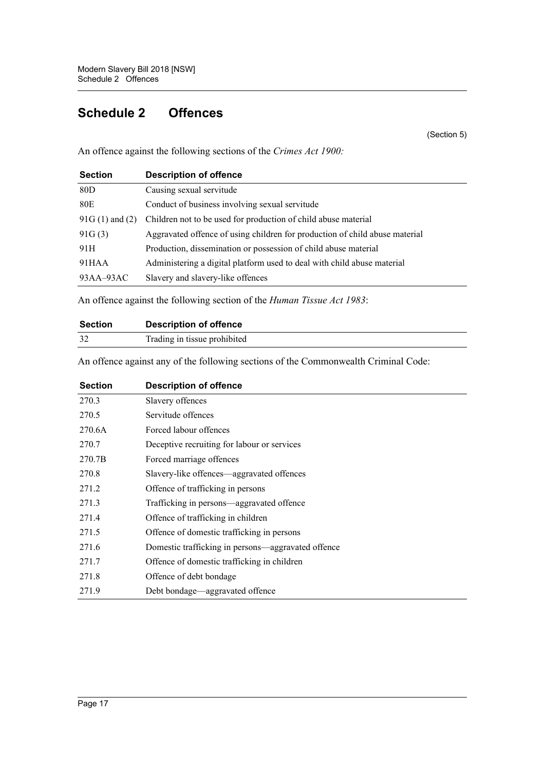# Schedule 2 Offences

(Section 5)

An offence against the following sections of the *Crimes Act 1900:*

| Section | Description of offence |
|---|---|
| 80D | Causing sexual servitude |
| 80E | Conduct of business involving sexual servitude |
| 91G (1) and (2) | Children not to be used for production of child abuse material |
| 91G (3) | Aggravated offence of using children for production of child abuse material |
| 91H | Production, dissemination or possession of child abuse material |
| 91HAA | Administering a digital platform used to deal with child abuse material |
| 93AA–93AC | Slavery and slavery-like offences |

An offence against the following section of the *Human Tissue Act 1983*:

| Section | Description of offence |
|---|---|
| 32 | Trading in tissue prohibited |

An offence against any of the following sections of the Commonwealth Criminal Code:

| Section | Description of offence |
|---|---|
| 270.3 | Slavery offences |
| 270.5 | Servitude offences |
| 270.6A | Forced labour offences |
| 270.7 | Deceptive recruiting for labour or services |
| 270.7B | Forced marriage offences |
| 270.8 | Slavery-like offences—aggravated offences |
| 271.2 | Offence of trafficking in persons |
| 271.3 | Trafficking in persons—aggravated offence |
| 271.4 | Offence of trafficking in children |
| 271.5 | Offence of domestic trafficking in persons |
| 271.6 | Domestic trafficking in persons—aggravated offence |
| 271.7 | Offence of domestic trafficking in children |
| 271.8 | Offence of debt bondage |
| 271.9 | Debt bondage—aggravated offence |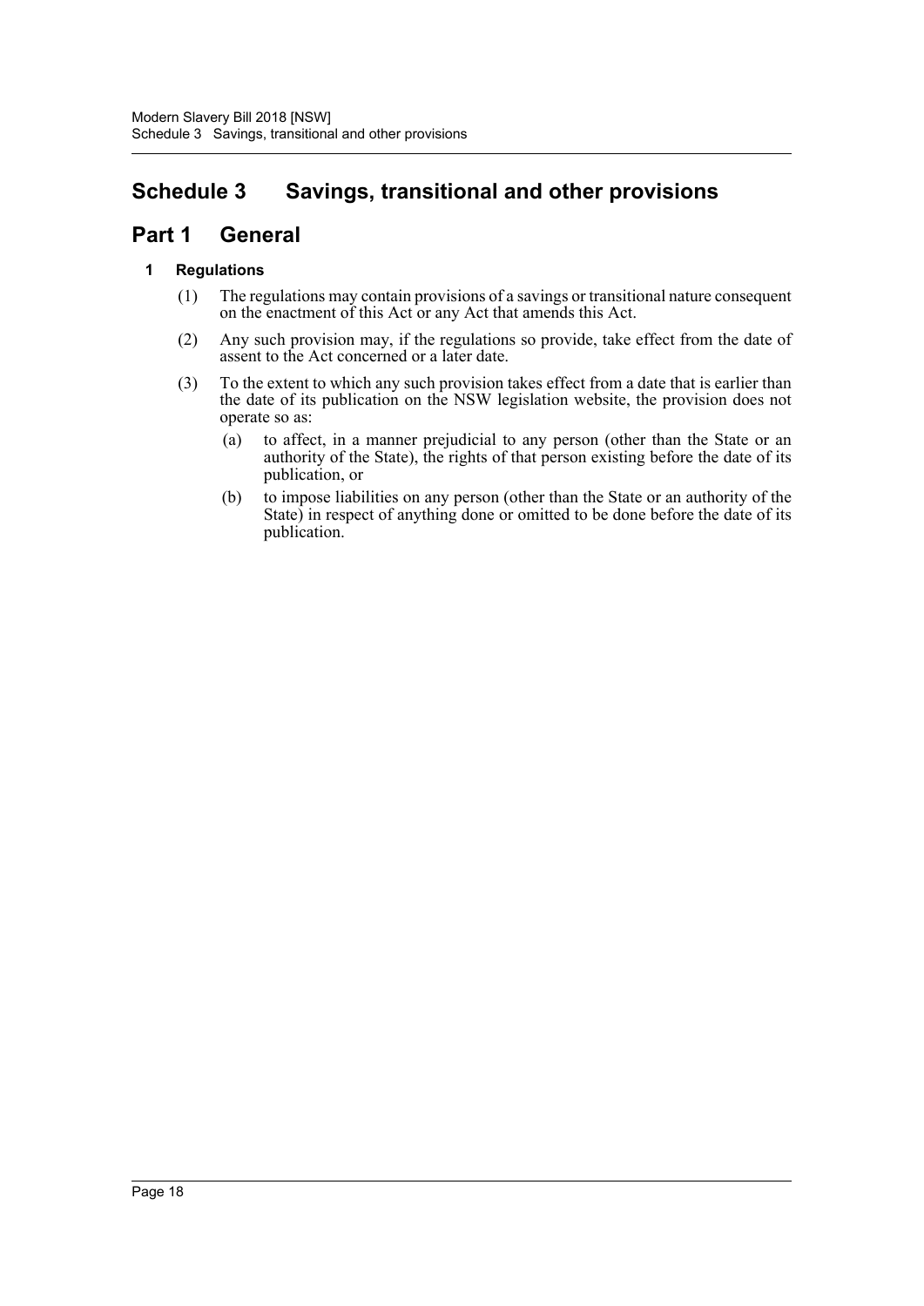# Schedule 3 Savings, transitional and other provisions

## Part 1 General

### 1 Regulations

(1) The regulations may contain provisions of a savings or transitional nature consequent on the enactment of this Act or any Act that amends this Act.

(2) Any such provision may, if the regulations so provide, take effect from the date of assent to the Act concerned or a later date.

(3) To the extent to which any such provision takes effect from a date that is earlier than the date of its publication on the NSW legislation website, the provision does not operate so as:

- (a) to affect, in a manner prejudicial to any person (other than the State or an authority of the State), the rights of that person existing before the date of its publication, or
- (b) to impose liabilities on any person (other than the State or an authority of the State) in respect of anything done or omitted to be done before the date of its publication.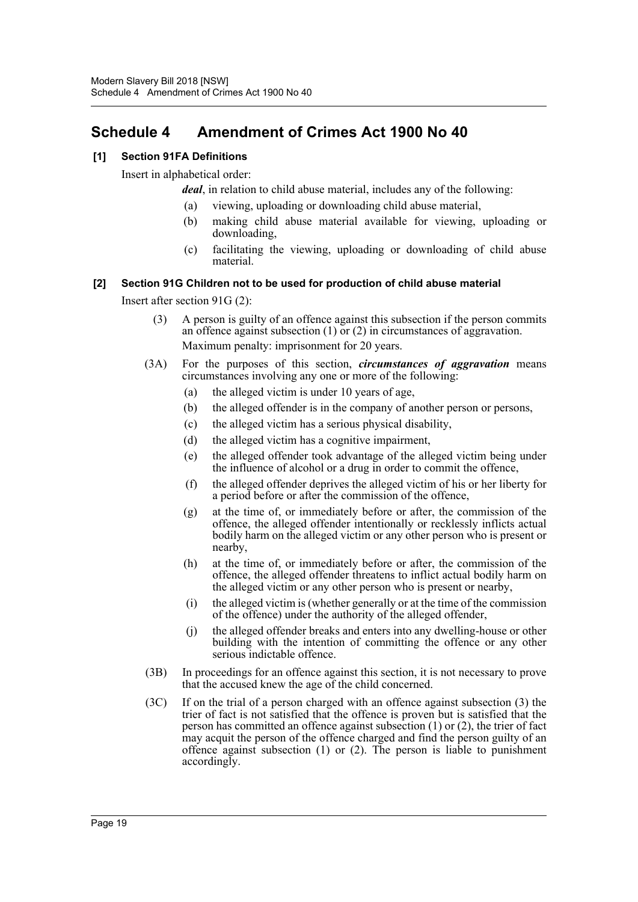# Schedule 4 Amendment of Crimes Act 1900 No 40

**[1] Section 91FA Definitions**

Insert in alphabetical order:

> ***deal***, in relation to child abuse material, includes any of the following:
>
> (a) viewing, uploading or downloading child abuse material,
>
> (b) making child abuse material available for viewing, uploading or downloading,
>
> (c) facilitating the viewing, uploading or downloading of child abuse material.

**[2] Section 91G Children not to be used for production of child abuse material**

Insert after section 91G (2):

> (3) A person is guilty of an offence against this subsection if the person commits an offence against subsection (1) or (2) in circumstances of aggravation.
>
> Maximum penalty: imprisonment for 20 years.
>
> (3A) For the purposes of this section, ***circumstances of aggravation*** means circumstances involving any one or more of the following:
>
> (a) the alleged victim is under 10 years of age,
>
> (b) the alleged offender is in the company of another person or persons,
>
> (c) the alleged victim has a serious physical disability,
>
> (d) the alleged victim has a cognitive impairment,
>
> (e) the alleged offender took advantage of the alleged victim being under the influence of alcohol or a drug in order to commit the offence,
>
> (f) the alleged offender deprives the alleged victim of his or her liberty for a period before or after the commission of the offence,
>
> (g) at the time of, or immediately before or after, the commission of the offence, the alleged offender intentionally or recklessly inflicts actual bodily harm on the alleged victim or any other person who is present or nearby,
>
> (h) at the time of, or immediately before or after, the commission of the offence, the alleged offender threatens to inflict actual bodily harm on the alleged victim or any other person who is present or nearby,
>
> (i) the alleged victim is (whether generally or at the time of the commission of the offence) under the authority of the alleged offender,
>
> (j) the alleged offender breaks and enters into any dwelling-house or other building with the intention of committing the offence or any other serious indictable offence.
>
> (3B) In proceedings for an offence against this section, it is not necessary to prove that the accused knew the age of the child concerned.
>
> (3C) If on the trial of a person charged with an offence against subsection (3) the trier of fact is not satisfied that the offence is proven but is satisfied that the person has committed an offence against subsection (1) or (2), the trier of fact may acquit the person of the offence charged and find the person guilty of an offence against subsection (1) or (2). The person is liable to punishment accordingly.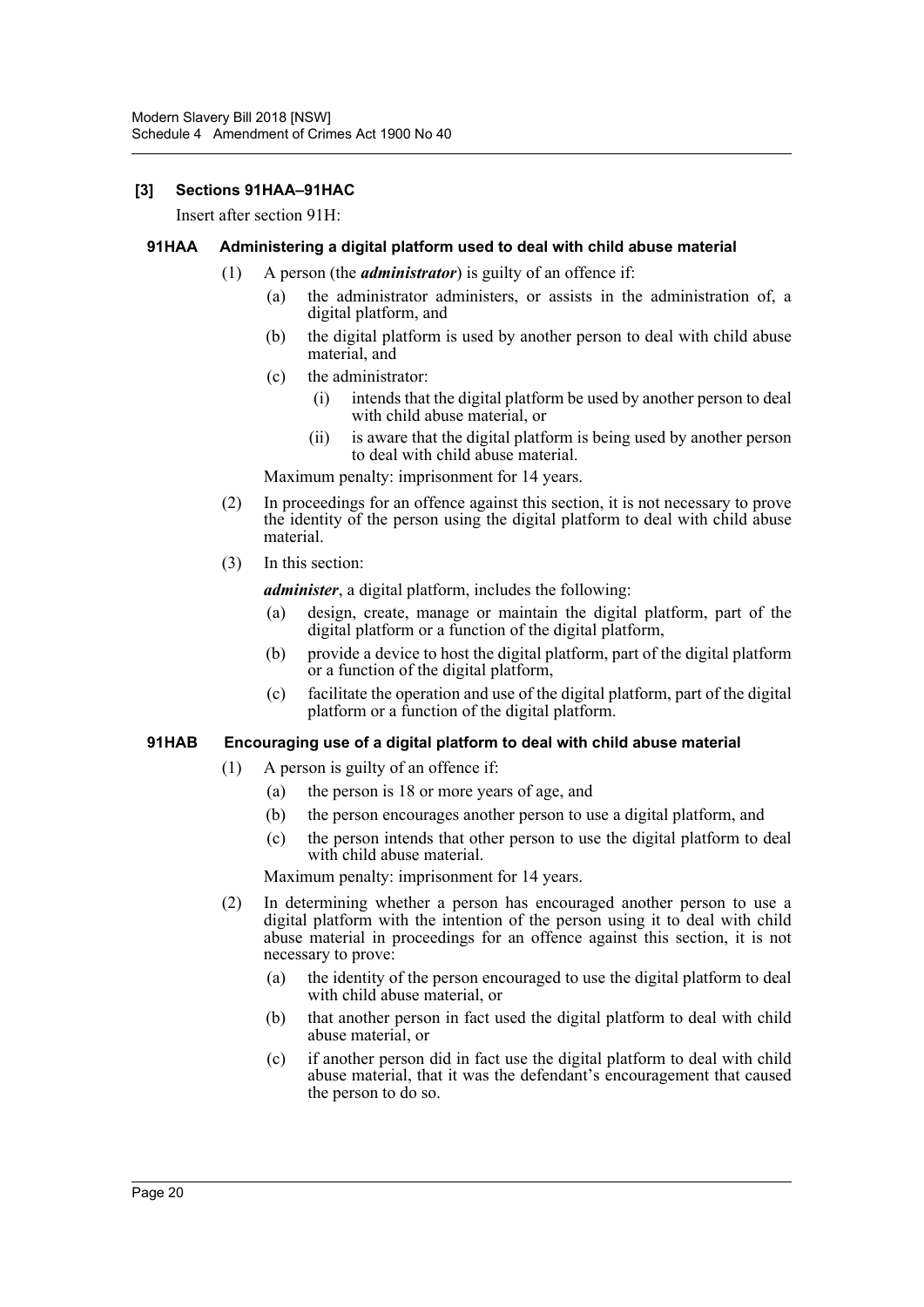### [3] Sections 91HAA–91HAC

Insert after section 91H:

#### 91HAA Administering a digital platform used to deal with child abuse material

(1) A person (the ***administrator***) is guilty of an offence if:

- (a) the administrator administers, or assists in the administration of, a digital platform, and
- (b) the digital platform is used by another person to deal with child abuse material, and
- (c) the administrator:
  - (i) intends that the digital platform be used by another person to deal with child abuse material, or
  - (ii) is aware that the digital platform is being used by another person to deal with child abuse material.

Maximum penalty: imprisonment for 14 years.

(2) In proceedings for an offence against this section, it is not necessary to prove the identity of the person using the digital platform to deal with child abuse material.

(3) In this section:

***administer***, a digital platform, includes the following:

- (a) design, create, manage or maintain the digital platform, part of the digital platform or a function of the digital platform,
- (b) provide a device to host the digital platform, part of the digital platform or a function of the digital platform,
- (c) facilitate the operation and use of the digital platform, part of the digital platform or a function of the digital platform.

#### 91HAB Encouraging use of a digital platform to deal with child abuse material

(1) A person is guilty of an offence if:

- (a) the person is 18 or more years of age, and
- (b) the person encourages another person to use a digital platform, and
- (c) the person intends that other person to use the digital platform to deal with child abuse material.

Maximum penalty: imprisonment for 14 years.

(2) In determining whether a person has encouraged another person to use a digital platform with the intention of the person using it to deal with child abuse material in proceedings for an offence against this section, it is not necessary to prove:

- (a) the identity of the person encouraged to use the digital platform to deal with child abuse material, or
- (b) that another person in fact used the digital platform to deal with child abuse material, or
- (c) if another person did in fact use the digital platform to deal with child abuse material, that it was the defendant's encouragement that caused the person to do so.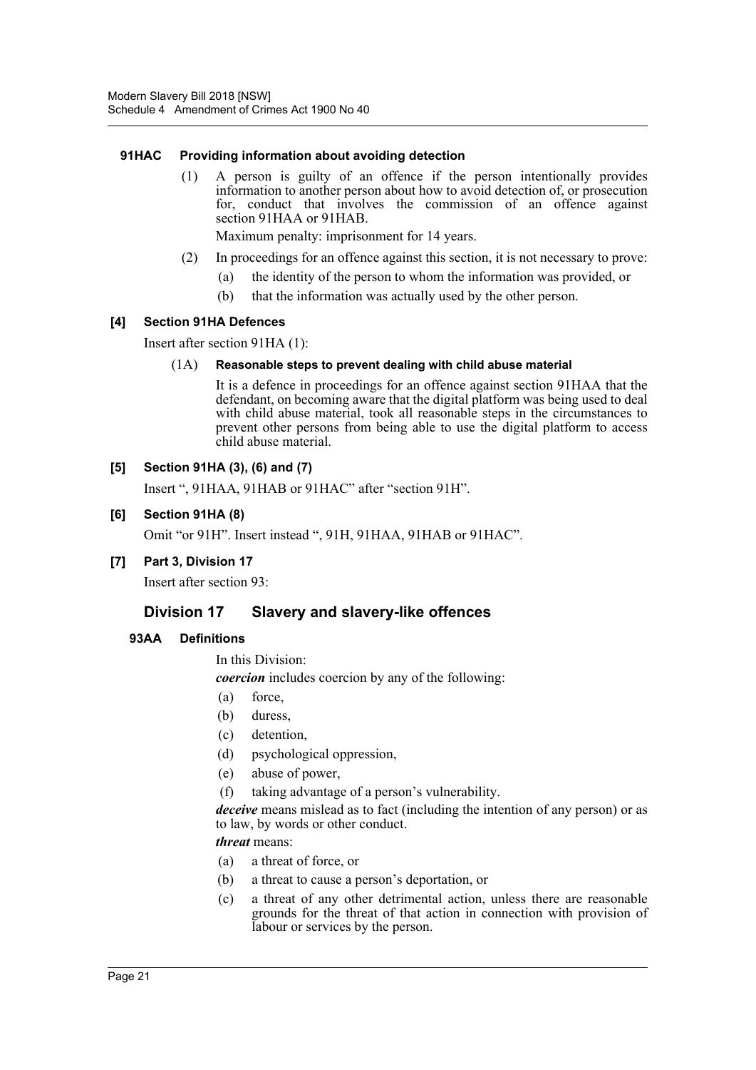#### 91HAC Providing information about avoiding detection

(1) A person is guilty of an offence if the person intentionally provides information to another person about how to avoid detection of, or prosecution for, conduct that involves the commission of an offence against section 91HAA or 91HAB.

Maximum penalty: imprisonment for 14 years.

(2) In proceedings for an offence against this section, it is not necessary to prove:

(a) the identity of the person to whom the information was provided, or

(b) that the information was actually used by the other person.

#### [4] Section 91HA Defences

Insert after section 91HA (1):

(1A) **Reasonable steps to prevent dealing with child abuse material**

It is a defence in proceedings for an offence against section 91HAA that the defendant, on becoming aware that the digital platform was being used to deal with child abuse material, took all reasonable steps in the circumstances to prevent other persons from being able to use the digital platform to access child abuse material.

#### [5] Section 91HA (3), (6) and (7)

Insert ", 91HAA, 91HAB or 91HAC" after "section 91H".

#### [6] Section 91HA (8)

Omit "or 91H". Insert instead ", 91H, 91HAA, 91HAB or 91HAC".

#### [7] Part 3, Division 17

Insert after section 93:

## Division 17 Slavery and slavery-like offences

#### 93AA Definitions

In this Division:

***coercion*** includes coercion by any of the following:

(a) force,

(b) duress,

(c) detention,

(d) psychological oppression,

(e) abuse of power,

(f) taking advantage of a person's vulnerability.

***deceive*** means mislead as to fact (including the intention of any person) or as to law, by words or other conduct.

***threat*** means:

(a) a threat of force, or

(b) a threat to cause a person's deportation, or

(c) a threat of any other detrimental action, unless there are reasonable grounds for the threat of that action in connection with provision of labour or services by the person.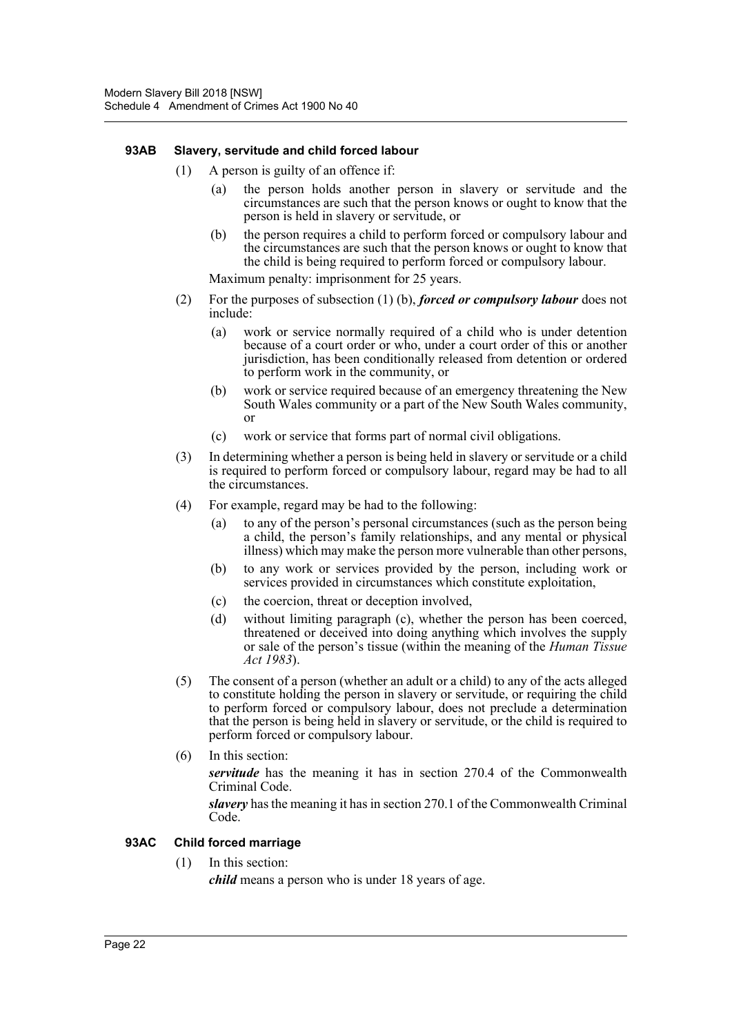**93AB Slavery, servitude and child forced labour**

(1) A person is guilty of an offence if:

(a) the person holds another person in slavery or servitude and the circumstances are such that the person knows or ought to know that the person is held in slavery or servitude, or

(b) the person requires a child to perform forced or compulsory labour and the circumstances are such that the person knows or ought to know that the child is being required to perform forced or compulsory labour.

Maximum penalty: imprisonment for 25 years.

(2) For the purposes of subsection (1) (b), ***forced or compulsory labour*** does not include:

(a) work or service normally required of a child who is under detention because of a court order or who, under a court order of this or another jurisdiction, has been conditionally released from detention or ordered to perform work in the community, or

(b) work or service required because of an emergency threatening the New South Wales community or a part of the New South Wales community, or

(c) work or service that forms part of normal civil obligations.

(3) In determining whether a person is being held in slavery or servitude or a child is required to perform forced or compulsory labour, regard may be had to all the circumstances.

(4) For example, regard may be had to the following:

(a) to any of the person's personal circumstances (such as the person being a child, the person's family relationships, and any mental or physical illness) which may make the person more vulnerable than other persons,

(b) to any work or services provided by the person, including work or services provided in circumstances which constitute exploitation,

(c) the coercion, threat or deception involved,

(d) without limiting paragraph (c), whether the person has been coerced, threatened or deceived into doing anything which involves the supply or sale of the person's tissue (within the meaning of the *Human Tissue Act 1983*).

(5) The consent of a person (whether an adult or a child) to any of the acts alleged to constitute holding the person in slavery or servitude, or requiring the child to perform forced or compulsory labour, does not preclude a determination that the person is being held in slavery or servitude, or the child is required to perform forced or compulsory labour.

(6) In this section:

***servitude*** has the meaning it has in section 270.4 of the Commonwealth Criminal Code.

***slavery*** has the meaning it has in section 270.1 of the Commonwealth Criminal Code.

**93AC Child forced marriage**

(1) In this section:

***child*** means a person who is under 18 years of age.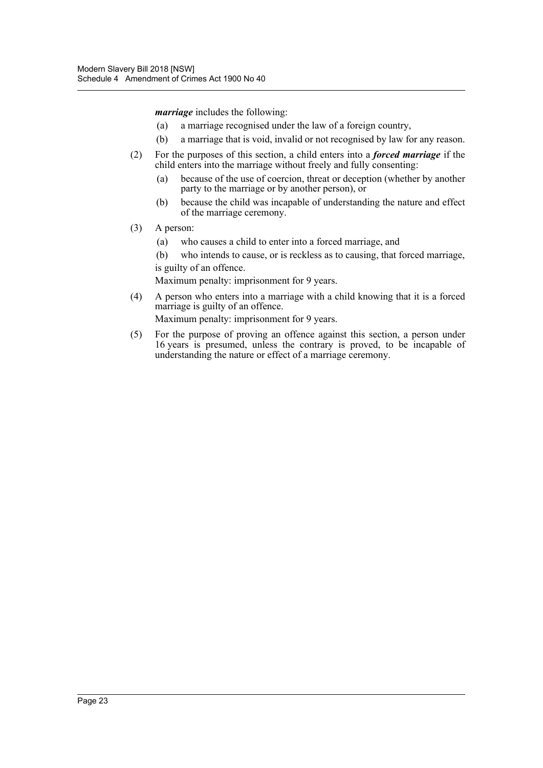***marriage*** includes the following:

(a) a marriage recognised under the law of a foreign country,

(b) a marriage that is void, invalid or not recognised by law for any reason.

(2) For the purposes of this section, a child enters into a ***forced marriage*** if the child enters into the marriage without freely and fully consenting:

(a) because of the use of coercion, threat or deception (whether by another party to the marriage or by another person), or

(b) because the child was incapable of understanding the nature and effect of the marriage ceremony.

(3) A person:

(a) who causes a child to enter into a forced marriage, and

(b) who intends to cause, or is reckless as to causing, that forced marriage,

is guilty of an offence.

Maximum penalty: imprisonment for 9 years.

(4) A person who enters into a marriage with a child knowing that it is a forced marriage is guilty of an offence.

Maximum penalty: imprisonment for 9 years.

(5) For the purpose of proving an offence against this section, a person under 16 years is presumed, unless the contrary is proved, to be incapable of understanding the nature or effect of a marriage ceremony.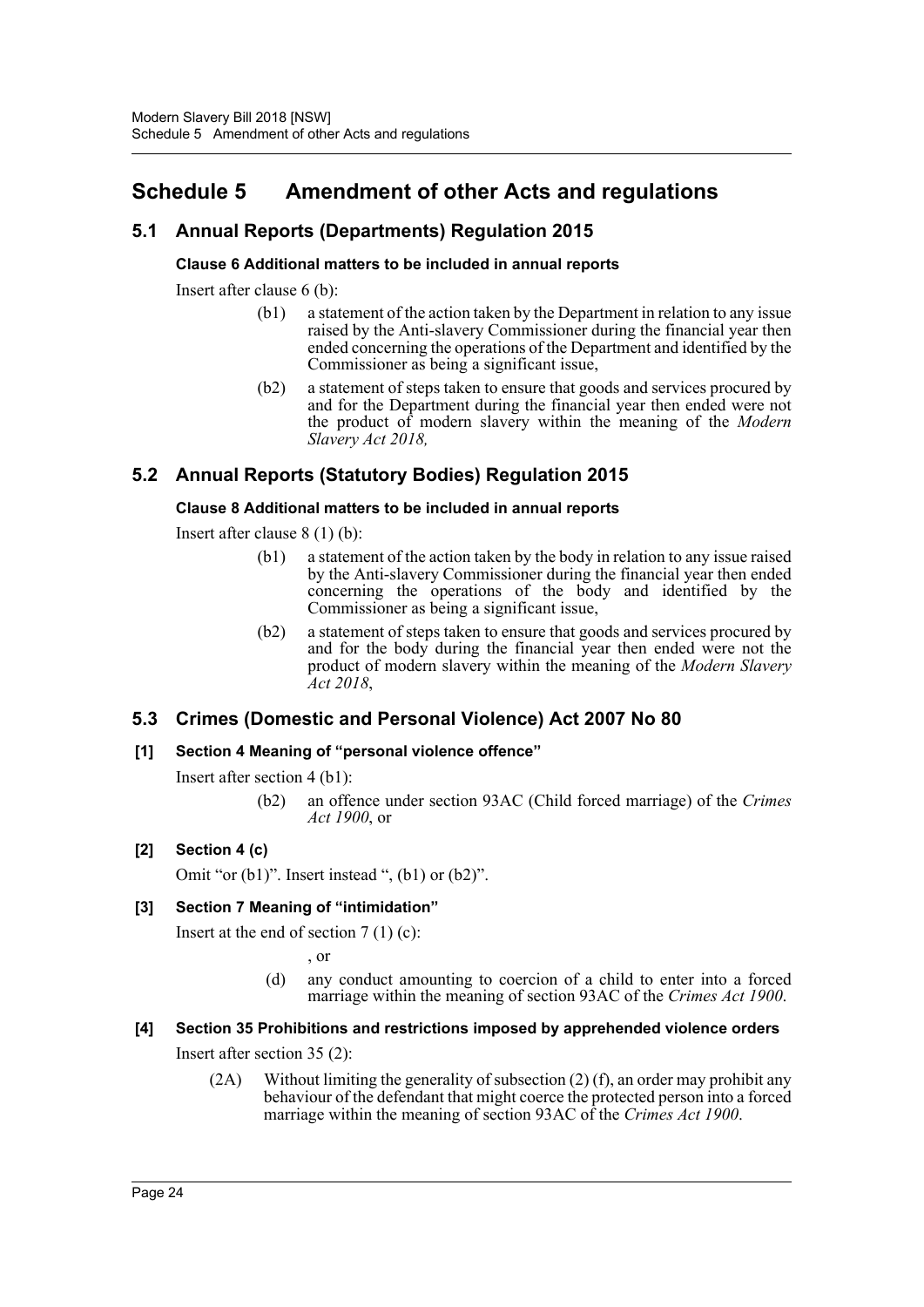# Schedule 5 Amendment of other Acts and regulations

## 5.1 Annual Reports (Departments) Regulation 2015

### Clause 6 Additional matters to be included in annual reports

Insert after clause 6 (b):

> (b1) a statement of the action taken by the Department in relation to any issue raised by the Anti-slavery Commissioner during the financial year then ended concerning the operations of the Department and identified by the Commissioner as being a significant issue,
>
> (b2) a statement of steps taken to ensure that goods and services procured by and for the Department during the financial year then ended were not the product of modern slavery within the meaning of the *Modern Slavery Act 2018,*

## 5.2 Annual Reports (Statutory Bodies) Regulation 2015

### Clause 8 Additional matters to be included in annual reports

Insert after clause 8 (1) (b):

> (b1) a statement of the action taken by the body in relation to any issue raised by the Anti-slavery Commissioner during the financial year then ended concerning the operations of the body and identified by the Commissioner as being a significant issue,
>
> (b2) a statement of steps taken to ensure that goods and services procured by and for the body during the financial year then ended were not the product of modern slavery within the meaning of the *Modern Slavery Act 2018*,

## 5.3 Crimes (Domestic and Personal Violence) Act 2007 No 80

### [1] Section 4 Meaning of "personal violence offence"

Insert after section 4 (b1):

> (b2) an offence under section 93AC (Child forced marriage) of the *Crimes Act 1900*, or

### [2] Section 4 (c)

Omit "or (b1)". Insert instead ", (b1) or (b2)".

### [3] Section 7 Meaning of "intimidation"

Insert at the end of section 7 (1) (c):

> , or
>
> (d) any conduct amounting to coercion of a child to enter into a forced marriage within the meaning of section 93AC of the *Crimes Act 1900*.

### [4] Section 35 Prohibitions and restrictions imposed by apprehended violence orders

Insert after section 35 (2):

> (2A) Without limiting the generality of subsection (2) (f), an order may prohibit any behaviour of the defendant that might coerce the protected person into a forced marriage within the meaning of section 93AC of the *Crimes Act 1900*.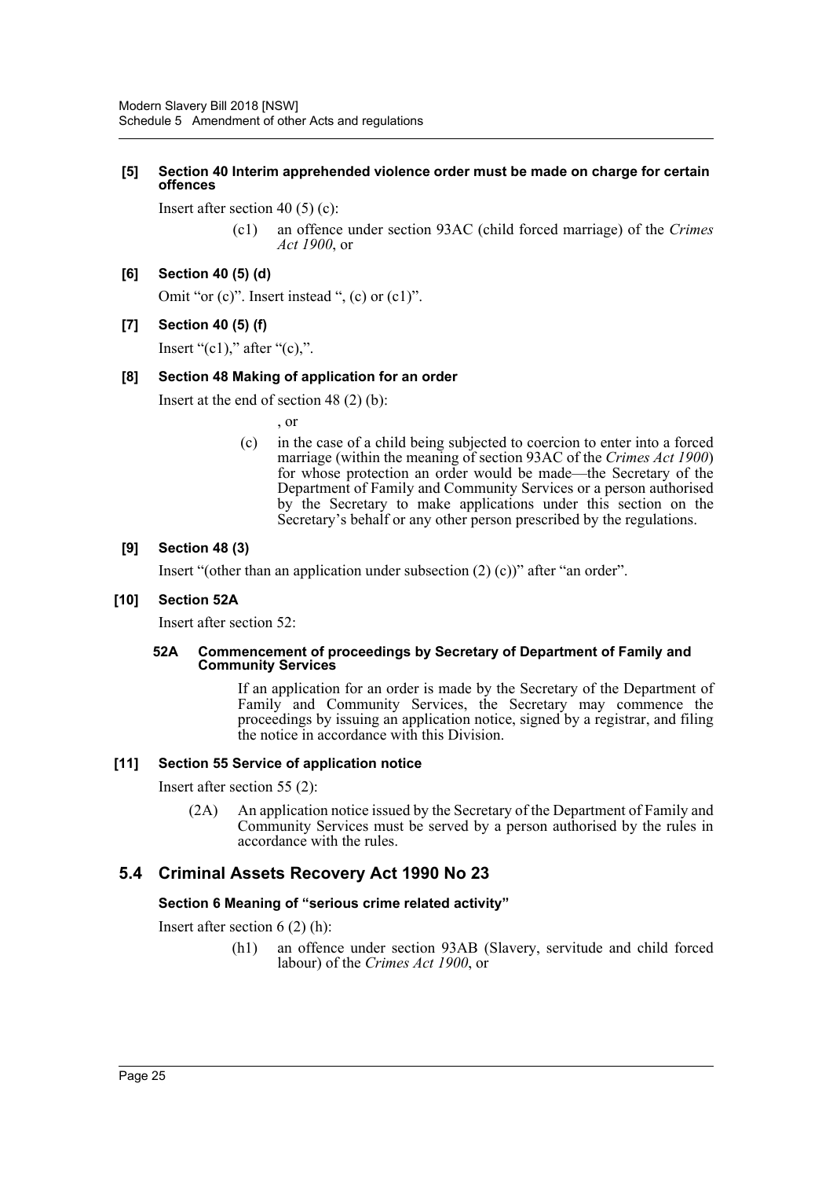**[5] Section 40 Interim apprehended violence order must be made on charge for certain offences**

Insert after section 40 (5) (c):

(c1) an offence under section 93AC (child forced marriage) of the *Crimes Act 1900*, or

**[6] Section 40 (5) (d)**

Omit "or (c)". Insert instead ", (c) or (c1)".

**[7] Section 40 (5) (f)**

Insert "(c1)," after "(c),".

**[8] Section 48 Making of application for an order**

Insert at the end of section 48 (2) (b):

, or

(c) in the case of a child being subjected to coercion to enter into a forced marriage (within the meaning of section 93AC of the *Crimes Act 1900*) for whose protection an order would be made—the Secretary of the Department of Family and Community Services or a person authorised by the Secretary to make applications under this section on the Secretary's behalf or any other person prescribed by the regulations.

**[9] Section 48 (3)**

Insert "(other than an application under subsection (2) (c))" after "an order".

**[10] Section 52A**

Insert after section 52:

**52A Commencement of proceedings by Secretary of Department of Family and Community Services**

If an application for an order is made by the Secretary of the Department of Family and Community Services, the Secretary may commence the proceedings by issuing an application notice, signed by a registrar, and filing the notice in accordance with this Division.

**[11] Section 55 Service of application notice**

Insert after section 55 (2):

(2A) An application notice issued by the Secretary of the Department of Family and Community Services must be served by a person authorised by the rules in accordance with the rules.

## 5.4 Criminal Assets Recovery Act 1990 No 23

**Section 6 Meaning of "serious crime related activity"**

Insert after section 6 (2) (h):

(h1) an offence under section 93AB (Slavery, servitude and child forced labour) of the *Crimes Act 1900*, or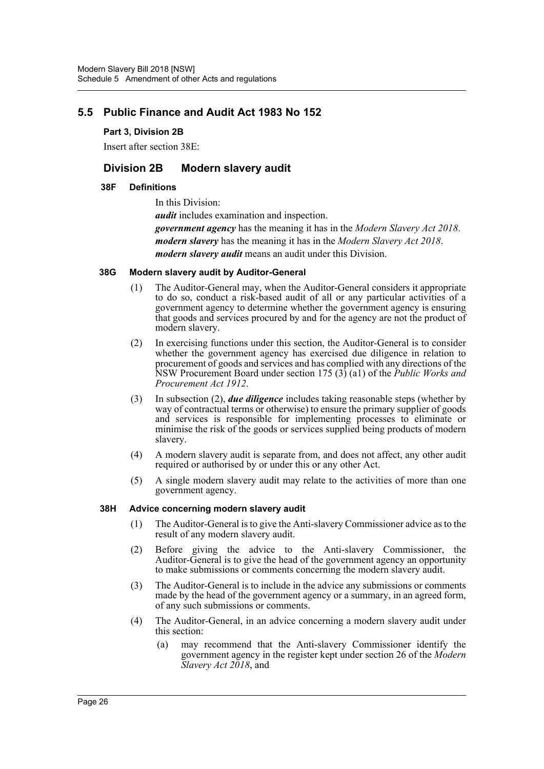## 5.5 Public Finance and Audit Act 1983 No 152

**Part 3, Division 2B**

Insert after section 38E:

### Division 2B Modern slavery audit

#### 38F Definitions

In this Division:

***audit*** includes examination and inspection.

***government agency*** has the meaning it has in the *Modern Slavery Act 2018*.

***modern slavery*** has the meaning it has in the *Modern Slavery Act 2018*.

***modern slavery audit*** means an audit under this Division.

#### 38G Modern slavery audit by Auditor-General

(1) The Auditor-General may, when the Auditor-General considers it appropriate to do so, conduct a risk-based audit of all or any particular activities of a government agency to determine whether the government agency is ensuring that goods and services procured by and for the agency are not the product of modern slavery.

(2) In exercising functions under this section, the Auditor-General is to consider whether the government agency has exercised due diligence in relation to procurement of goods and services and has complied with any directions of the NSW Procurement Board under section 175 (3) (a1) of the *Public Works and Procurement Act 1912*.

(3) In subsection (2), ***due diligence*** includes taking reasonable steps (whether by way of contractual terms or otherwise) to ensure the primary supplier of goods and services is responsible for implementing processes to eliminate or minimise the risk of the goods or services supplied being products of modern slavery.

(4) A modern slavery audit is separate from, and does not affect, any other audit required or authorised by or under this or any other Act.

(5) A single modern slavery audit may relate to the activities of more than one government agency.

#### 38H Advice concerning modern slavery audit

(1) The Auditor-General is to give the Anti-slavery Commissioner advice as to the result of any modern slavery audit.

(2) Before giving the advice to the Anti-slavery Commissioner, the Auditor-General is to give the head of the government agency an opportunity to make submissions or comments concerning the modern slavery audit.

(3) The Auditor-General is to include in the advice any submissions or comments made by the head of the government agency or a summary, in an agreed form, of any such submissions or comments.

(4) The Auditor-General, in an advice concerning a modern slavery audit under this section:

(a) may recommend that the Anti-slavery Commissioner identify the government agency in the register kept under section 26 of the *Modern Slavery Act 2018*, and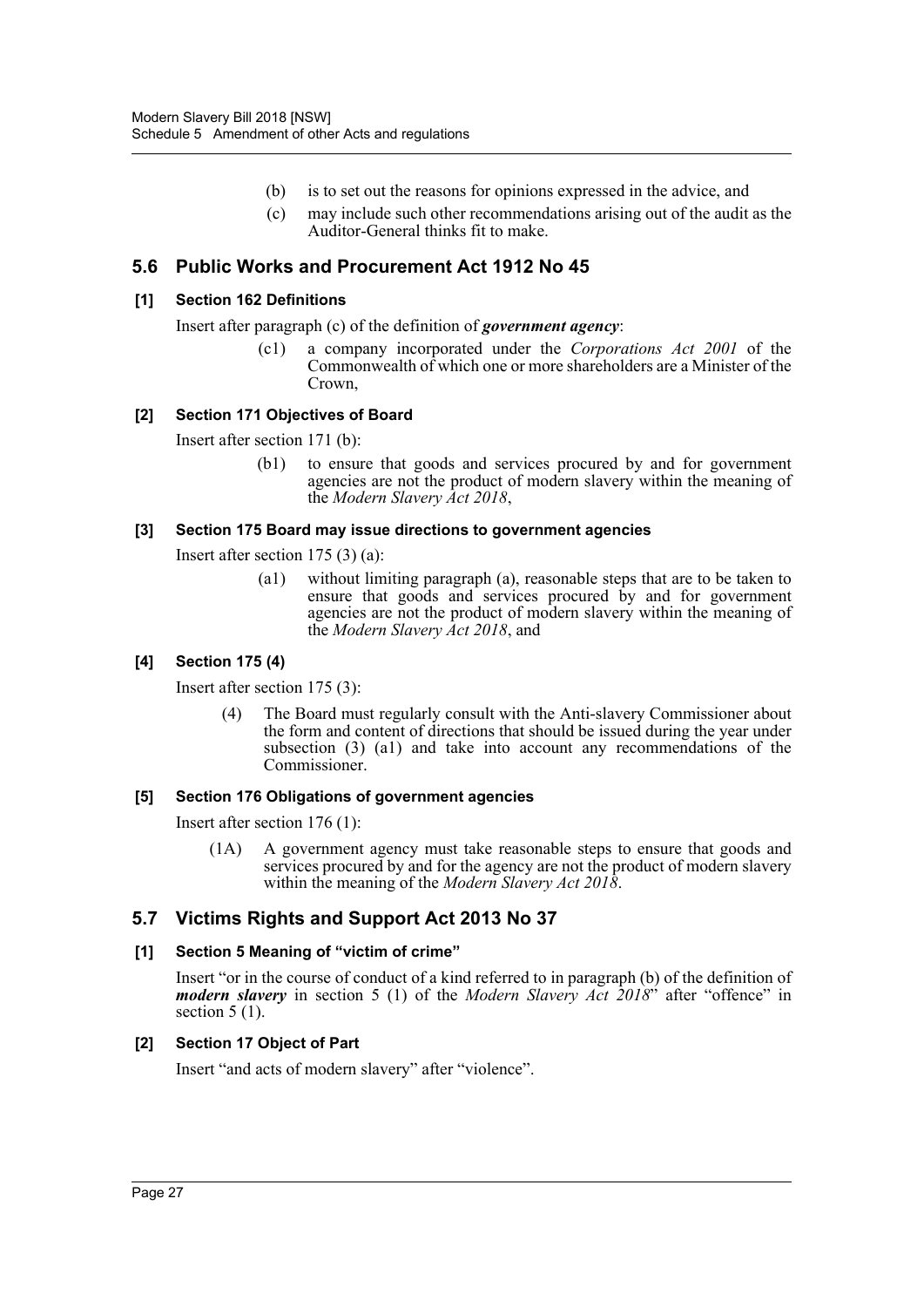(b) is to set out the reasons for opinions expressed in the advice, and

(c) may include such other recommendations arising out of the audit as the Auditor-General thinks fit to make.

## 5.6 Public Works and Procurement Act 1912 No 45

### [1] Section 162 Definitions

Insert after paragraph (c) of the definition of ***government agency***:

> (c1) a company incorporated under the *Corporations Act 2001* of the Commonwealth of which one or more shareholders are a Minister of the Crown,

### [2] Section 171 Objectives of Board

Insert after section 171 (b):

> (b1) to ensure that goods and services procured by and for government agencies are not the product of modern slavery within the meaning of the *Modern Slavery Act 2018*,

### [3] Section 175 Board may issue directions to government agencies

Insert after section 175 (3) (a):

> (a1) without limiting paragraph (a), reasonable steps that are to be taken to ensure that goods and services procured by and for government agencies are not the product of modern slavery within the meaning of the *Modern Slavery Act 2018*, and

### [4] Section 175 (4)

Insert after section 175 (3):

> (4) The Board must regularly consult with the Anti-slavery Commissioner about the form and content of directions that should be issued during the year under subsection (3) (a1) and take into account any recommendations of the Commissioner.

### [5] Section 176 Obligations of government agencies

Insert after section 176 (1):

> (1A) A government agency must take reasonable steps to ensure that goods and services procured by and for the agency are not the product of modern slavery within the meaning of the *Modern Slavery Act 2018*.

## 5.7 Victims Rights and Support Act 2013 No 37

### [1] Section 5 Meaning of "victim of crime"

Insert "or in the course of conduct of a kind referred to in paragraph (b) of the definition of ***modern slavery*** in section 5 (1) of the *Modern Slavery Act 2018*" after "offence" in section 5 (1).

### [2] Section 17 Object of Part

Insert "and acts of modern slavery" after "violence".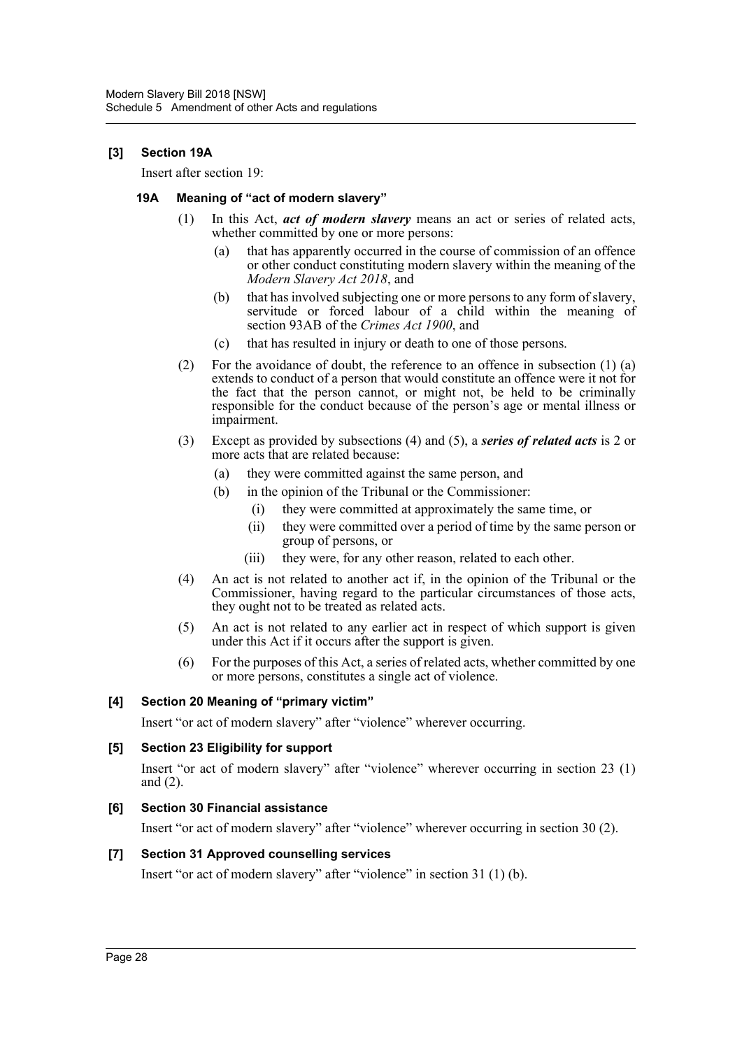**[3] Section 19A**

Insert after section 19:

**19A Meaning of "act of modern slavery"**

(1) In this Act, ***act of modern slavery*** means an act or series of related acts, whether committed by one or more persons:

- (a) that has apparently occurred in the course of commission of an offence or other conduct constituting modern slavery within the meaning of the *Modern Slavery Act 2018*, and
- (b) that has involved subjecting one or more persons to any form of slavery, servitude or forced labour of a child within the meaning of section 93AB of the *Crimes Act 1900*, and
- (c) that has resulted in injury or death to one of those persons.

(2) For the avoidance of doubt, the reference to an offence in subsection (1) (a) extends to conduct of a person that would constitute an offence were it not for the fact that the person cannot, or might not, be held to be criminally responsible for the conduct because of the person's age or mental illness or impairment.

(3) Except as provided by subsections (4) and (5), a ***series of related acts*** is 2 or more acts that are related because:

- (a) they were committed against the same person, and
- (b) in the opinion of the Tribunal or the Commissioner:
  - (i) they were committed at approximately the same time, or
  - (ii) they were committed over a period of time by the same person or group of persons, or
  - (iii) they were, for any other reason, related to each other.

(4) An act is not related to another act if, in the opinion of the Tribunal or the Commissioner, having regard to the particular circumstances of those acts, they ought not to be treated as related acts.

(5) An act is not related to any earlier act in respect of which support is given under this Act if it occurs after the support is given.

(6) For the purposes of this Act, a series of related acts, whether committed by one or more persons, constitutes a single act of violence.

**[4] Section 20 Meaning of "primary victim"**

Insert "or act of modern slavery" after "violence" wherever occurring.

**[5] Section 23 Eligibility for support**

Insert "or act of modern slavery" after "violence" wherever occurring in section 23 (1) and (2).

**[6] Section 30 Financial assistance**

Insert "or act of modern slavery" after "violence" wherever occurring in section 30 (2).

**[7] Section 31 Approved counselling services**

Insert "or act of modern slavery" after "violence" in section 31 (1) (b).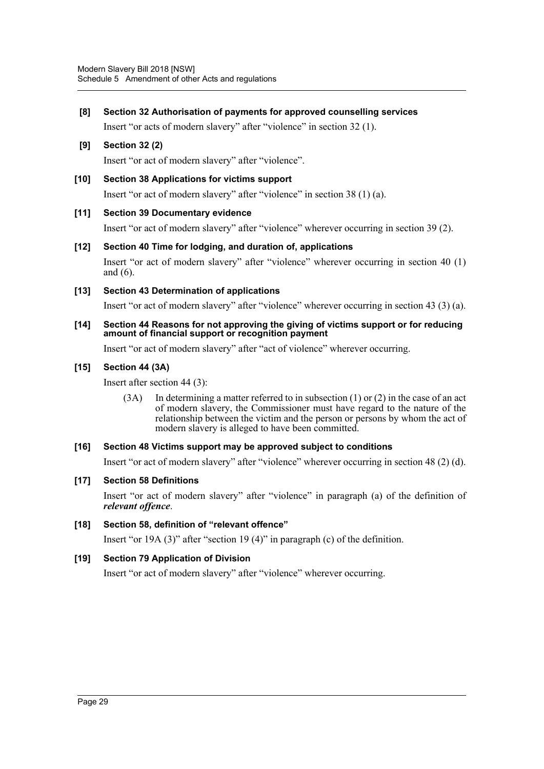**[8] Section 32 Authorisation of payments for approved counselling services**

Insert "or acts of modern slavery" after "violence" in section 32 (1).

**[9] Section 32 (2)**

Insert "or act of modern slavery" after "violence".

**[10] Section 38 Applications for victims support**

Insert "or act of modern slavery" after "violence" in section 38 (1) (a).

**[11] Section 39 Documentary evidence**

Insert "or act of modern slavery" after "violence" wherever occurring in section 39 (2).

**[12] Section 40 Time for lodging, and duration of, applications**

Insert "or act of modern slavery" after "violence" wherever occurring in section 40 (1) and (6).

**[13] Section 43 Determination of applications**

Insert "or act of modern slavery" after "violence" wherever occurring in section 43 (3) (a).

**[14] Section 44 Reasons for not approving the giving of victims support or for reducing amount of financial support or recognition payment**

Insert "or act of modern slavery" after "act of violence" wherever occurring.

**[15] Section 44 (3A)**

Insert after section 44 (3):

> (3A) In determining a matter referred to in subsection (1) or (2) in the case of an act of modern slavery, the Commissioner must have regard to the nature of the relationship between the victim and the person or persons by whom the act of modern slavery is alleged to have been committed.

**[16] Section 48 Victims support may be approved subject to conditions**

Insert "or act of modern slavery" after "violence" wherever occurring in section 48 (2) (d).

**[17] Section 58 Definitions**

Insert "or act of modern slavery" after "violence" in paragraph (a) of the definition of ***relevant offence***.

**[18] Section 58, definition of "relevant offence"**

Insert "or 19A (3)" after "section 19 (4)" in paragraph (c) of the definition.

**[19] Section 79 Application of Division**

Insert "or act of modern slavery" after "violence" wherever occurring.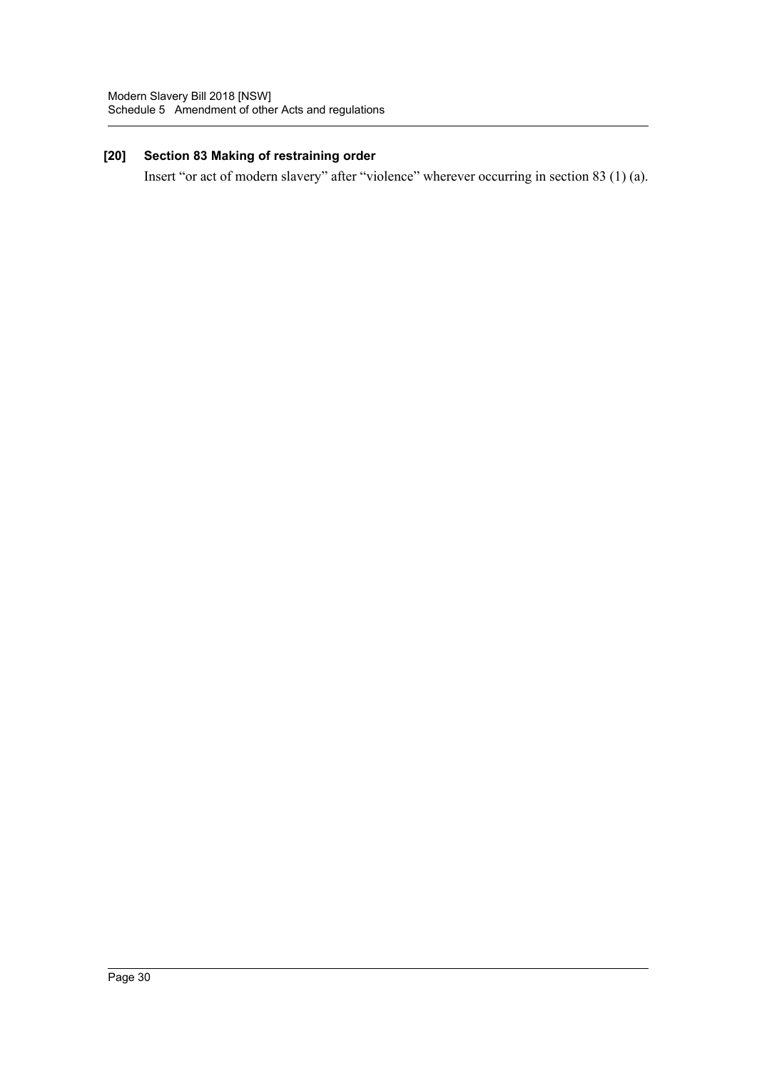### [20] Section 83 Making of restraining order

Insert "or act of modern slavery" after "violence" wherever occurring in section 83 (1) (a).